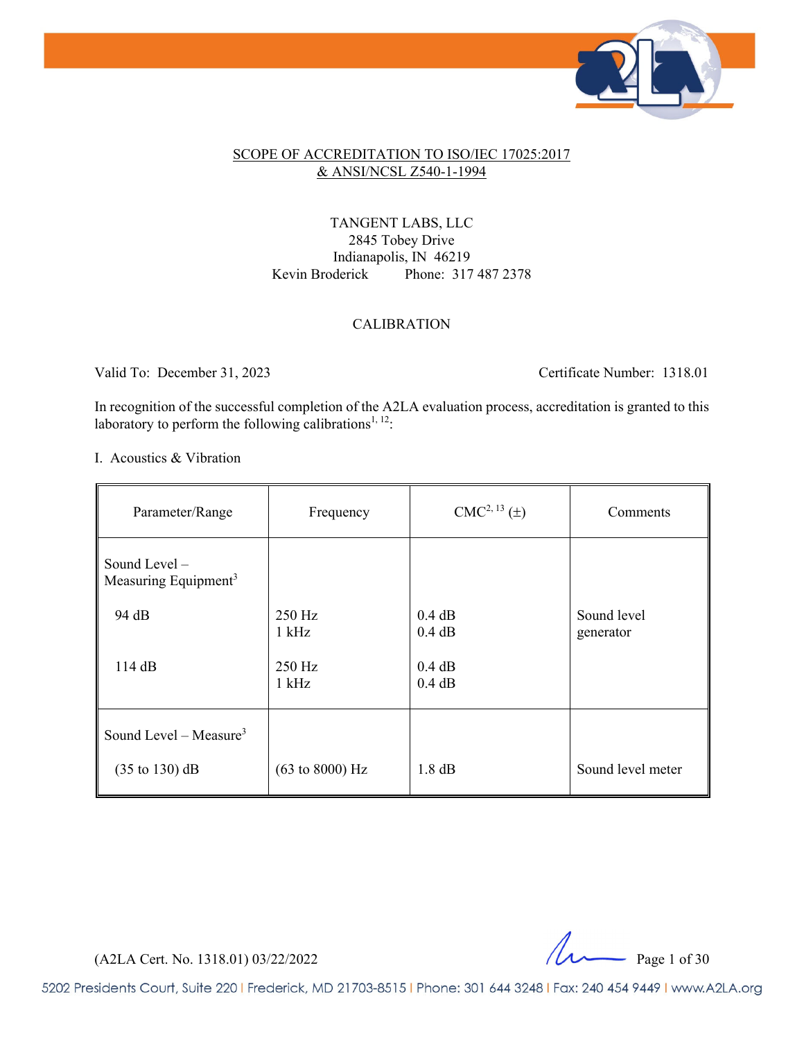# SCOPE OF ACCREDITATION TO ISO/IEC 17025:2017 & ANSI/NCSL Z540-1-1994

TANGENT LABS, LLC
2845 Tobey Drive
Indianapolis, IN 46219
Kevin Broderick Phone: 317 487 2378

## CALIBRATION

Valid To: December 31, 2023 Certificate Number: 1318.01

In recognition of the successful completion of the A2LA evaluation process, accreditation is granted to this laboratory to perform the following calibrations[1, 12]:

I. Acoustics & Vibration

| Parameter/Range | Frequency | CMC[2, 13] (±) | Comments |
|---|---|---|---|
| Sound Level – Measuring Equipment[3] | | | |
| 94 dB | 250 Hz<br>1 kHz | 0.4 dB<br>0.4 dB | Sound level generator |
| 114 dB | 250 Hz<br>1 kHz | 0.4 dB<br>0.4 dB | |
| Sound Level – Measure[3] | | | |
| (35 to 130) dB | (63 to 8000) Hz | 1.8 dB | Sound level meter |

(A2LA Cert. No. 1318.01) 03/22/2022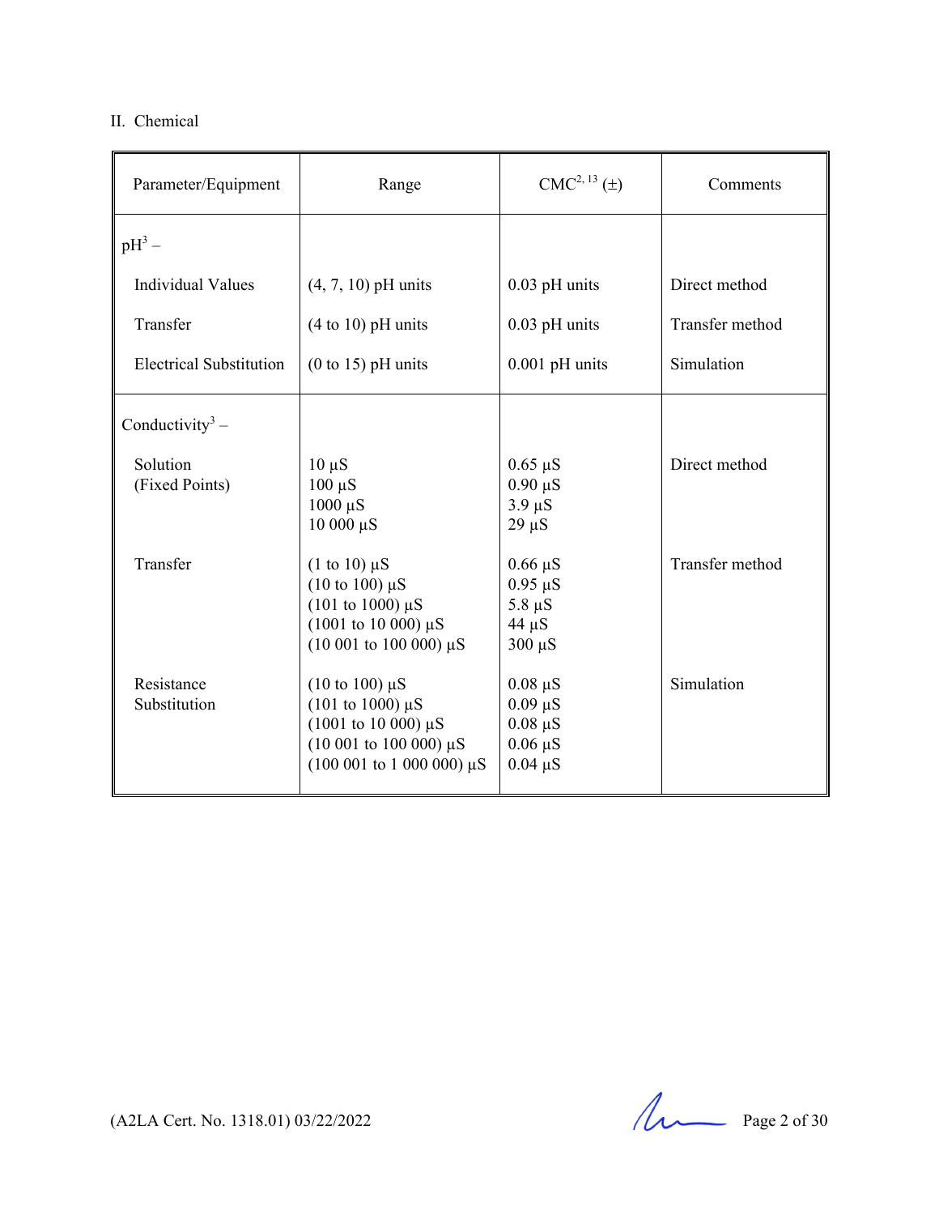II. Chemical

| Parameter/Equipment | Range | CMC[2, 13] (±) | Comments |
|---|---|---|---|
| pH[3] – | | | |
| Individual Values | (4, 7, 10) pH units | 0.03 pH units | Direct method |
| Transfer | (4 to 10) pH units | 0.03 pH units | Transfer method |
| Electrical Substitution | (0 to 15) pH units | 0.001 pH units | Simulation |
| Conductivity[3] – | | | |
| Solution (Fixed Points) | 10 µS<br>100 µS<br>1000 µS<br>10 000 µS | 0.65 µS<br>0.90 µS<br>3.9 µS<br>29 µS | Direct method |
| Transfer | (1 to 10) µS<br>(10 to 100) µS<br>(101 to 1000) µS<br>(1001 to 10 000) µS<br>(10 001 to 100 000) µS | 0.66 µS<br>0.95 µS<br>5.8 µS<br>44 µS<br>300 µS | Transfer method |
| Resistance Substitution | (10 to 100) µS<br>(101 to 1000) µS<br>(1001 to 10 000) µS<br>(10 001 to 100 000) µS<br>(100 001 to 1 000 000) µS | 0.08 µS<br>0.09 µS<br>0.08 µS<br>0.06 µS<br>0.04 µS | Simulation |

(A2LA Cert. No. 1318.01) 03/22/2022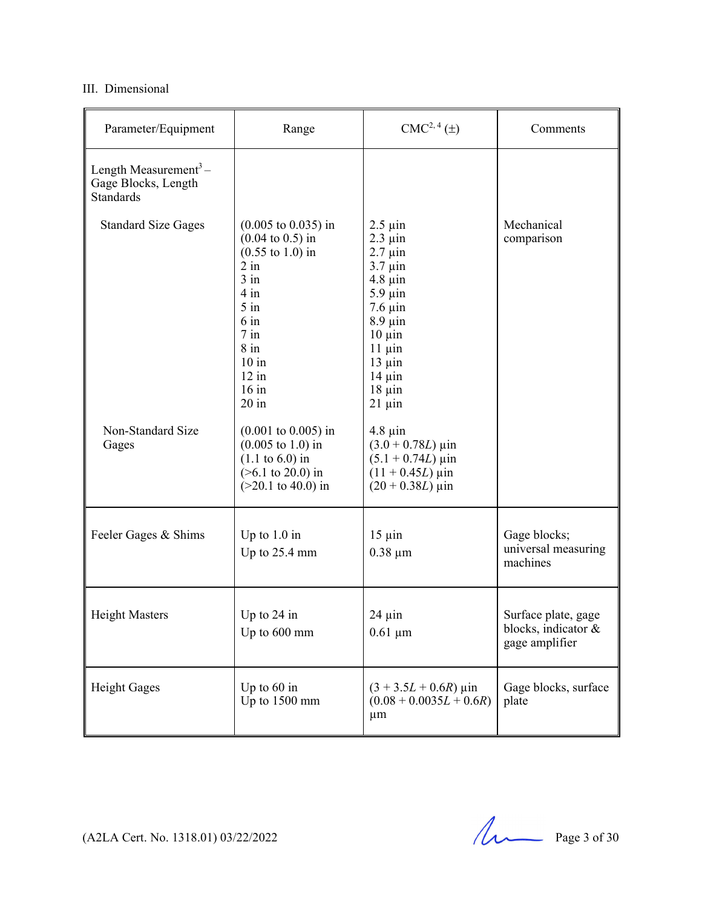III. Dimensional

| Parameter/Equipment | Range | CMC[2, 4] (±) | Comments |
|---|---|---|---|
| Length Measurement[3] – Gage Blocks, Length Standards | | | |
| Standard Size Gages | (0.005 to 0.035) in<br>(0.04 to 0.5) in<br>(0.55 to 1.0) in<br>2 in<br>3 in<br>4 in<br>5 in<br>6 in<br>7 in<br>8 in<br>10 in<br>12 in<br>16 in<br>20 in | 2.5 µin<br>2.3 µin<br>2.7 µin<br>3.7 µin<br>4.8 µin<br>5.9 µin<br>7.6 µin<br>8.9 µin<br>10 µin<br>11 µin<br>13 µin<br>14 µin<br>18 µin<br>21 µin | Mechanical comparison |
| Non-Standard Size Gages | (0.001 to 0.005) in<br>(0.005 to 1.0) in<br>(1.1 to 6.0) in<br>(>6.1 to 20.0) in<br>(>20.1 to 40.0) in | 4.8 µin<br>$(3.0 + 0.78L)$ µin<br>$(5.1 + 0.74L)$ µin<br>$(11 + 0.45L)$ µin<br>$(20 + 0.38L)$ µin | |
| Feeler Gages & Shims | Up to 1.0 in<br>Up to 25.4 mm | 15 µin<br>0.38 µm | Gage blocks; universal measuring machines |
| Height Masters | Up to 24 in<br>Up to 600 mm | 24 µin<br>0.61 µm | Surface plate, gage blocks, indicator & gage amplifier |
| Height Gages | Up to 60 in<br>Up to 1500 mm | $(3 + 3.5L + 0.6R)$ µin<br>$(0.08 + 0.0035L + 0.6R)$ µm | Gage blocks, surface plate |

(A2LA Cert. No. 1318.01) 03/22/2022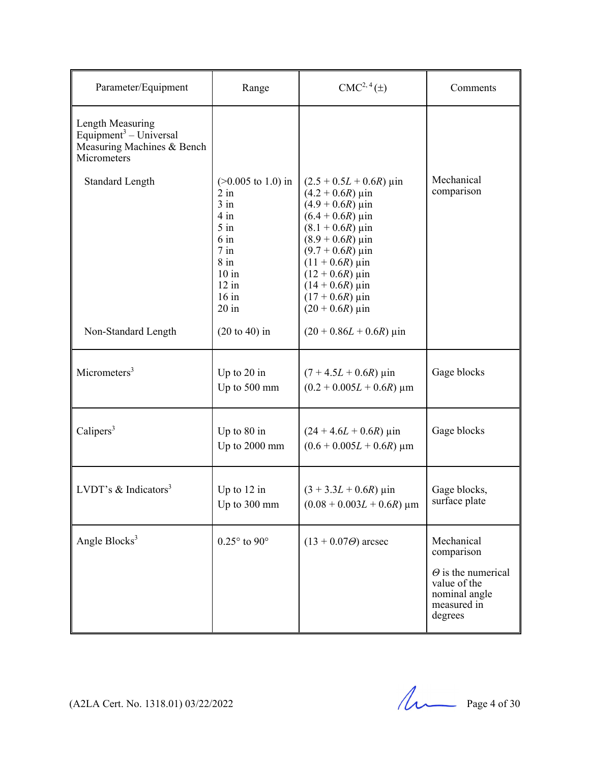| Parameter/Equipment | Range | CMC[2, 4] (±) | Comments |
|---|---|---|---|
| Length Measuring Equipment[3] – Universal Measuring Machines & Bench Micrometers | | | |
| Standard Length | (>0.005 to 1.0) in | $(2.5 + 0.5L + 0.6R)$ µin | Mechanical comparison |
| | 2 in | $(4.2 + 0.6R)$ µin | |
| | 3 in | $(4.9 + 0.6R)$ µin | |
| | 4 in | $(6.4 + 0.6R)$ µin | |
| | 5 in | $(8.1 + 0.6R)$ µin | |
| | 6 in | $(8.9 + 0.6R)$ µin | |
| | 7 in | $(9.7 + 0.6R)$ µin | |
| | 8 in | $(11 + 0.6R)$ µin | |
| | 10 in | $(12 + 0.6R)$ µin | |
| | 12 in | $(14 + 0.6R)$ µin | |
| | 16 in | $(17 + 0.6R)$ µin | |
| | 20 in | $(20 + 0.6R)$ µin | |
| Non-Standard Length | (20 to 40) in | $(20 + 0.86L + 0.6R)$ µin | |
| Micrometers[3] | Up to 20 in | $(7 + 4.5L + 0.6R)$ µin | Gage blocks |
| | Up to 500 mm | $(0.2 + 0.005L + 0.6R)$ µm | |
| Calipers[3] | Up to 80 in | $(24 + 4.6L + 0.6R)$ µin | Gage blocks |
| | Up to 2000 mm | $(0.6 + 0.005L + 0.6R)$ µm | |
| LVDT's & Indicators[3] | Up to 12 in | $(3 + 3.3L + 0.6R)$ µin | Gage blocks, surface plate |
| | Up to 300 mm | $(0.08 + 0.003L + 0.6R)$ µm | |
| Angle Blocks[3] | 0.25° to 90° | $(13 + 0.07\Theta)$ arcsec | Mechanical comparison<br><br>$\Theta$ is the numerical value of the nominal angle measured in degrees |

(A2LA Cert. No. 1318.01) 03/22/2022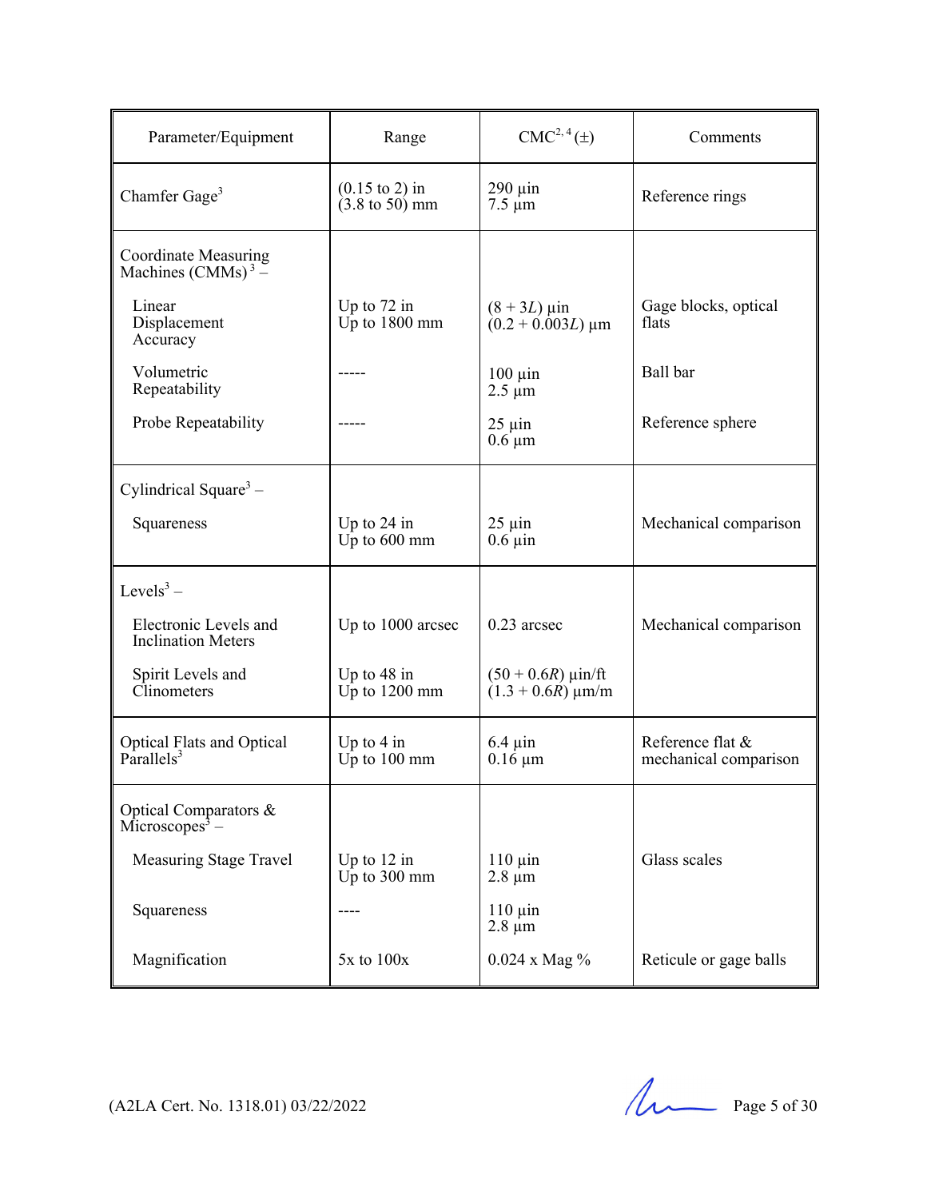| Parameter/Equipment | Range | CMC[2, 4] (±) | Comments |
|---|---|---|---|
| Chamfer Gage[3] | (0.15 to 2) in<br>(3.8 to 50) mm | 290 µin<br>7.5 µm | Reference rings |
| Coordinate Measuring Machines (CMMs) [3] – | | | |
| Linear Displacement Accuracy | Up to 72 in<br>Up to 1800 mm | $(8 + 3L)$ µin<br>$(0.2 + 0.003L)$ µm | Gage blocks, optical flats |
| Volumetric Repeatability | ----- | 100 µin<br>2.5 µm | Ball bar |
| Probe Repeatability | ----- | 25 µin<br>0.6 µm | Reference sphere |
| Cylindrical Square[3] – | | | |
| Squareness | Up to 24 in<br>Up to 600 mm | 25 µin<br>0.6 µin | Mechanical comparison |
| Levels[3] – | | | |
| Electronic Levels and Inclination Meters | Up to 1000 arcsec | 0.23 arcsec | Mechanical comparison |
| Spirit Levels and Clinometers | Up to 48 in<br>Up to 1200 mm | $(50 + 0.6R)$ µin/ft<br>$(1.3 + 0.6R)$ µm/m | |
| Optical Flats and Optical Parallels[3] | Up to 4 in<br>Up to 100 mm | 6.4 µin<br>0.16 µm | Reference flat & mechanical comparison |
| Optical Comparators & Microscopes[3] – | | | |
| Measuring Stage Travel | Up to 12 in<br>Up to 300 mm | 110 µin<br>2.8 µm | Glass scales |
| Squareness | ---- | 110 µin<br>2.8 µm | |
| Magnification | 5x to 100x | 0.024 x Mag % | Reticule or gage balls |

(A2LA Cert. No. 1318.01) 03/22/2022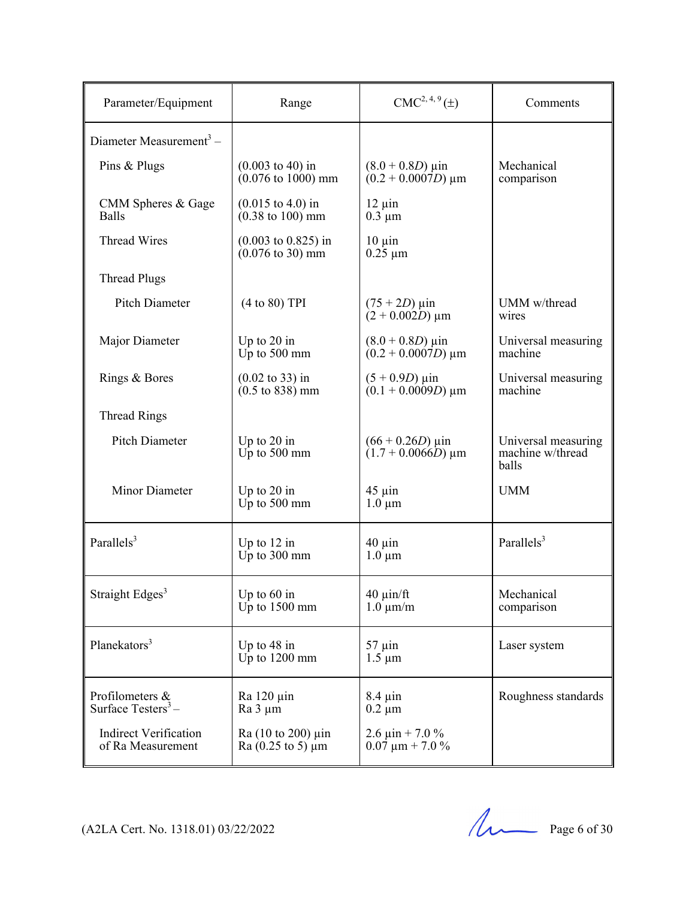| Parameter/Equipment | Range | CMC[2, 4, 9] (±) | Comments |
|---|---|---|---|
| Diameter Measurement[3] – | | | |
| Pins & Plugs | (0.003 to 40) in<br>(0.076 to 1000) mm | (8.0 + 0.8*D*) µin<br>(0.2 + 0.0007*D*) µm | Mechanical comparison |
| CMM Spheres & Gage Balls | (0.015 to 4.0) in<br>(0.38 to 100) mm | 12 µin<br>0.3 µm | |
| Thread Wires | (0.003 to 0.825) in<br>(0.076 to 30) mm | 10 µin<br>0.25 µm | |
| Thread Plugs | | | |
| Pitch Diameter | (4 to 80) TPI | (75 + 2*D*) µin<br>(2 + 0.002*D*) µm | UMM w/thread wires |
| Major Diameter | Up to 20 in<br>Up to 500 mm | (8.0 + 0.8*D*) µin<br>(0.2 + 0.0007*D*) µm | Universal measuring machine |
| Rings & Bores | (0.02 to 33) in<br>(0.5 to 838) mm | (5 + 0.9*D*) µin<br>(0.1 + 0.0009*D*) µm | Universal measuring machine |
| Thread Rings | | | |
| Pitch Diameter | Up to 20 in<br>Up to 500 mm | (66 + 0.26*D*) µin<br>(1.7 + 0.0066*D*) µm | Universal measuring machine w/thread balls |
| Minor Diameter | Up to 20 in<br>Up to 500 mm | 45 µin<br>1.0 µm | UMM |
| Parallels[3] | Up to 12 in<br>Up to 300 mm | 40 µin<br>1.0 µm | Parallels[3] |
| Straight Edges[3] | Up to 60 in<br>Up to 1500 mm | 40 µin/ft<br>1.0 µm/m | Mechanical comparison |
| Planekators[3] | Up to 48 in<br>Up to 1200 mm | 57 µin<br>1.5 µm | Laser system |
| Profilometers & Surface Testers[3] – | Ra 120 µin<br>Ra 3 µm | 8.4 µin<br>0.2 µm | Roughness standards |
| Indirect Verification of Ra Measurement | Ra (10 to 200) µin<br>Ra (0.25 to 5) µm | 2.6 µin + 7.0 %<br>0.07 µm + 7.0 % | |

(A2LA Cert. No. 1318.01) 03/22/2022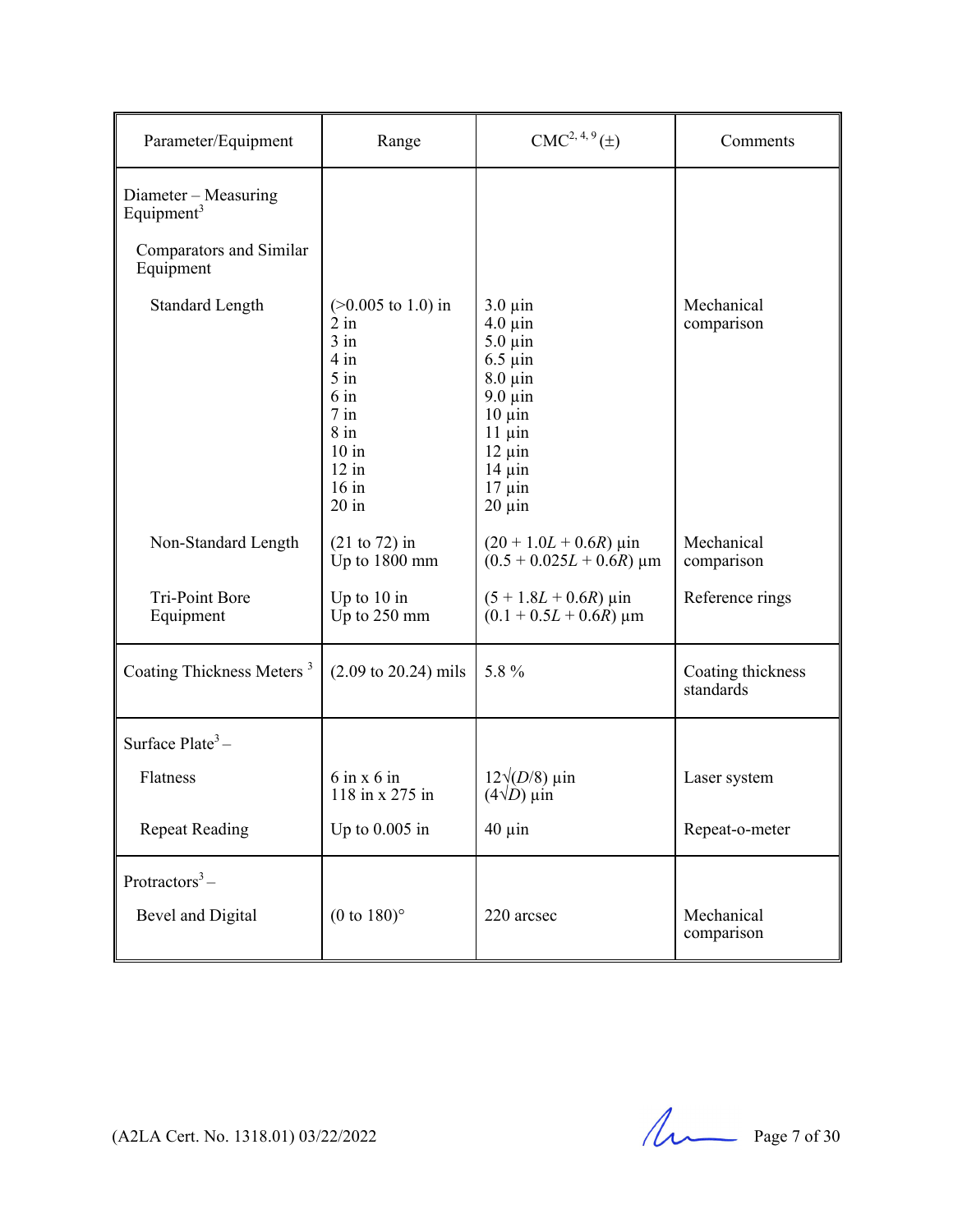| Parameter/Equipment | Range | CMC[2, 4, 9] (±) | Comments |
|---|---|---|---|
| Diameter – Measuring Equipment[3] | | | |
| Comparators and Similar Equipment | | | |
| Standard Length | (>0.005 to 1.0) in<br>2 in<br>3 in<br>4 in<br>5 in<br>6 in<br>7 in<br>8 in<br>10 in<br>12 in<br>16 in<br>20 in | 3.0 µin<br>4.0 µin<br>5.0 µin<br>6.5 µin<br>8.0 µin<br>9.0 µin<br>10 µin<br>11 µin<br>12 µin<br>14 µin<br>17 µin<br>20 µin | Mechanical comparison |
| Non-Standard Length | (21 to 72) in<br>Up to 1800 mm | $(20 + 1.0L + 0.6R)$ µin<br>$(0.5 + 0.025L + 0.6R)$ µm | Mechanical comparison |
| Tri-Point Bore Equipment | Up to 10 in<br>Up to 250 mm | $(5 + 1.8L + 0.6R)$ µin<br>$(0.1 + 0.5L + 0.6R)$ µm | Reference rings |
| Coating Thickness Meters[3] | (2.09 to 20.24) mils | 5.8 % | Coating thickness standards |
| Surface Plate[3] – | | | |
| Flatness | 6 in x 6 in<br>118 in x 275 in | $12\sqrt{(D/8)}$ µin<br>$(4\sqrt{D})$ µin | Laser system |
| Repeat Reading | Up to 0.005 in | 40 µin | Repeat-o-meter |
| Protractors[3] – | | | |
| Bevel and Digital | (0 to 180)° | 220 arcsec | Mechanical comparison |

(A2LA Cert. No. 1318.01) 03/22/2022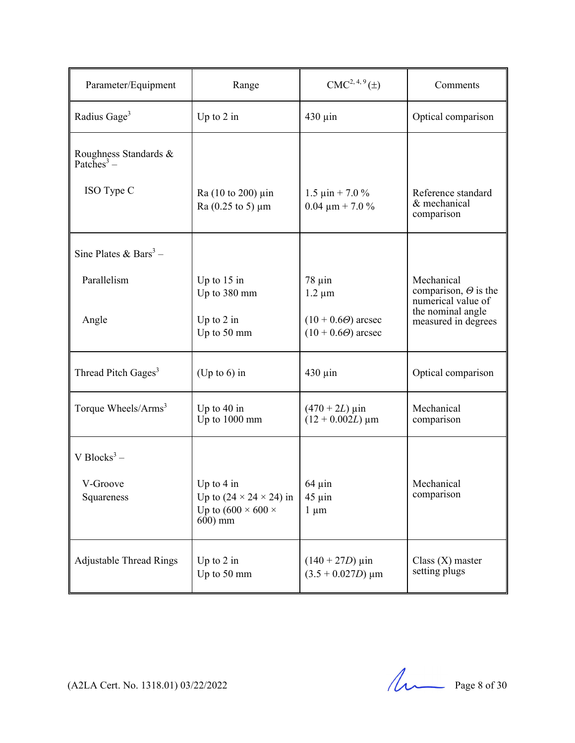| Parameter/Equipment | Range | CMC[2, 4, 9] (±) | Comments |
|---|---|---|---|
| Radius Gage[3] | Up to 2 in | 430 µin | Optical comparison |
| Roughness Standards & Patches[3] – | | | |
| ISO Type C | Ra (10 to 200) µin<br>Ra (0.25 to 5) µm | 1.5 µin + 7.0 %<br>0.04 µm + 7.0 % | Reference standard & mechanical comparison |
| Sine Plates & Bars[3] – | | | |
| Parallelism | Up to 15 in<br>Up to 380 mm | 78 µin<br>1.2 µm | Mechanical comparison, $\Theta$ is the numerical value of the nominal angle measured in degrees |
| Angle | Up to 2 in<br>Up to 50 mm | $(10 + 0.6\Theta)$ arcsec<br>$(10 + 0.6\Theta)$ arcsec | |
| Thread Pitch Gages[3] | (Up to 6) in | 430 µin | Optical comparison |
| Torque Wheels/Arms[3] | Up to 40 in<br>Up to 1000 mm | $(470 + 2L)$ µin<br>$(12 + 0.002L)$ µm | Mechanical comparison |
| V Blocks[3] – | | | |
| V-Groove<br>Squareness | Up to 4 in<br>Up to (24 × 24 × 24) in<br>Up to (600 × 600 × 600) mm | 64 µin<br>45 µin<br>1 µm | Mechanical comparison |
| Adjustable Thread Rings | Up to 2 in<br>Up to 50 mm | $(140 + 27D)$ µin<br>$(3.5 + 0.027D)$ µm | Class (X) master setting plugs |

(A2LA Cert. No. 1318.01) 03/22/2022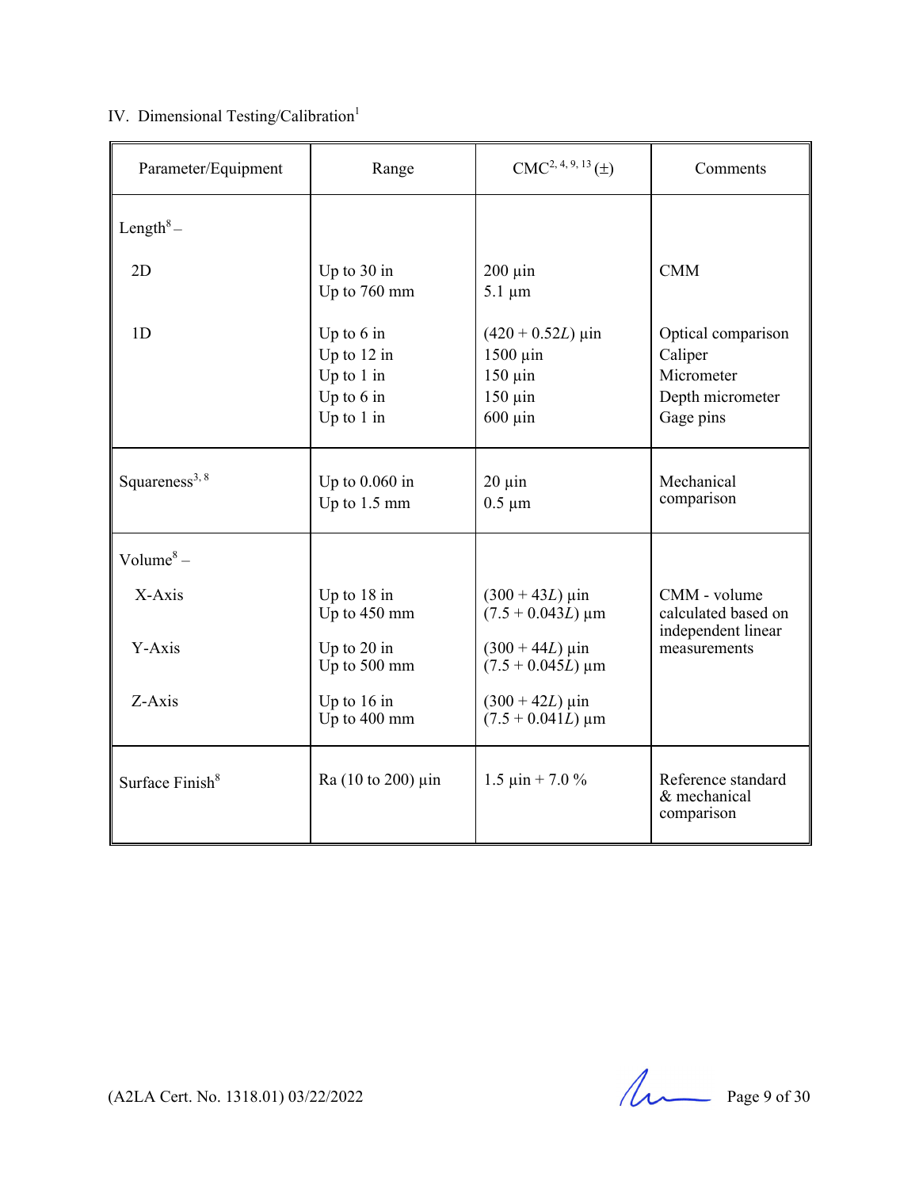IV. Dimensional Testing/Calibration[1]

| Parameter/Equipment | Range | CMC[2, 4, 9, 13] (±) | Comments |
|---|---|---|---|
| Length[8] – | | | |
| 2D | Up to 30 in<br>Up to 760 mm | 200 µin<br>5.1 µm | CMM |
| 1D | Up to 6 in<br>Up to 12 in<br>Up to 1 in<br>Up to 6 in<br>Up to 1 in | (420 + 0.52$L$) µin<br>1500 µin<br>150 µin<br>150 µin<br>600 µin | Optical comparison<br>Caliper<br>Micrometer<br>Depth micrometer<br>Gage pins |
| Squareness[3, 8] | Up to 0.060 in<br>Up to 1.5 mm | 20 µin<br>0.5 µm | Mechanical comparison |
| Volume[8] – | | | |
| X-Axis | Up to 18 in<br>Up to 450 mm | (300 + 43$L$) µin<br>(7.5 + 0.043$L$) µm | CMM - volume calculated based on independent linear measurements |
| Y-Axis | Up to 20 in<br>Up to 500 mm | (300 + 44$L$) µin<br>(7.5 + 0.045$L$) µm | |
| Z-Axis | Up to 16 in<br>Up to 400 mm | (300 + 42$L$) µin<br>(7.5 + 0.041$L$) µm | |
| Surface Finish[8] | Ra (10 to 200) µin | 1.5 µin + 7.0 % | Reference standard & mechanical comparison |

(A2LA Cert. No. 1318.01) 03/22/2022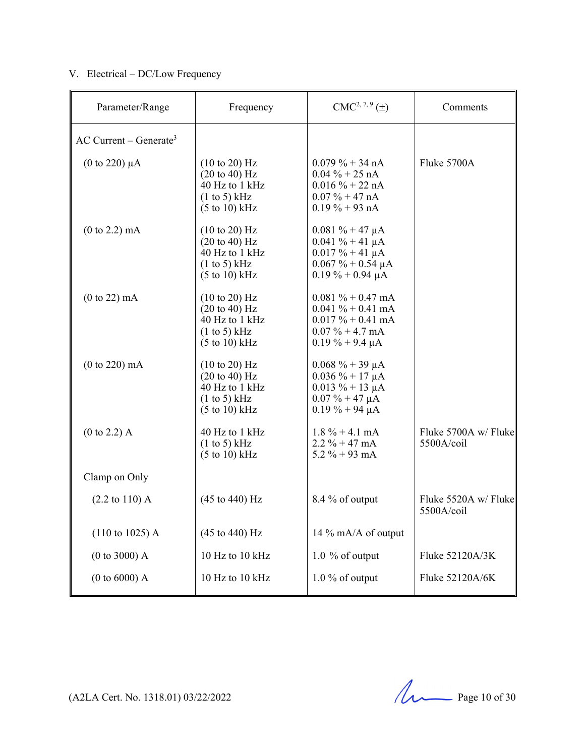V. Electrical – DC/Low Frequency

| Parameter/Range | Frequency | CMC[2, 7, 9] (±) | Comments |
|---|---|---|---|
| AC Current – Generate[3] | | | |
| (0 to 220) µA | (10 to 20) Hz<br>(20 to 40) Hz<br>40 Hz to 1 kHz<br>(1 to 5) kHz<br>(5 to 10) kHz | 0.079 % + 34 nA<br>0.04 % + 25 nA<br>0.016 % + 22 nA<br>0.07 % + 47 nA<br>0.19 % + 93 nA | Fluke 5700A |
| (0 to 2.2) mA | (10 to 20) Hz<br>(20 to 40) Hz<br>40 Hz to 1 kHz<br>(1 to 5) kHz<br>(5 to 10) kHz | 0.081 % + 47 µA<br>0.041 % + 41 µA<br>0.017 % + 41 µA<br>0.067 % + 0.54 µA<br>0.19 % + 0.94 µA | |
| (0 to 22) mA | (10 to 20) Hz<br>(20 to 40) Hz<br>40 Hz to 1 kHz<br>(1 to 5) kHz<br>(5 to 10) kHz | 0.081 % + 0.47 mA<br>0.041 % + 0.41 mA<br>0.017 % + 0.41 mA<br>0.07 % + 4.7 mA<br>0.19 % + 9.4 µA | |
| (0 to 220) mA | (10 to 20) Hz<br>(20 to 40) Hz<br>40 Hz to 1 kHz<br>(1 to 5) kHz<br>(5 to 10) kHz | 0.068 % + 39 µA<br>0.036 % + 17 µA<br>0.013 % + 13 µA<br>0.07 % + 47 µA<br>0.19 % + 94 µA | |
| (0 to 2.2) A | 40 Hz to 1 kHz<br>(1 to 5) kHz<br>(5 to 10) kHz | 1.8 % + 4.1 mA<br>2.2 % + 47 mA<br>5.2 % + 93 mA | Fluke 5700A w/ Fluke 5500A/coil |
| Clamp on Only | | | |
| (2.2 to 110) A | (45 to 440) Hz | 8.4 % of output | Fluke 5520A w/ Fluke 5500A/coil |
| (110 to 1025) A | (45 to 440) Hz | 14 % mA/A of output | |
| (0 to 3000) A | 10 Hz to 10 kHz | 1.0 % of output | Fluke 52120A/3K |
| (0 to 6000) A | 10 Hz to 10 kHz | 1.0 % of output | Fluke 52120A/6K |

(A2LA Cert. No. 1318.01) 03/22/2022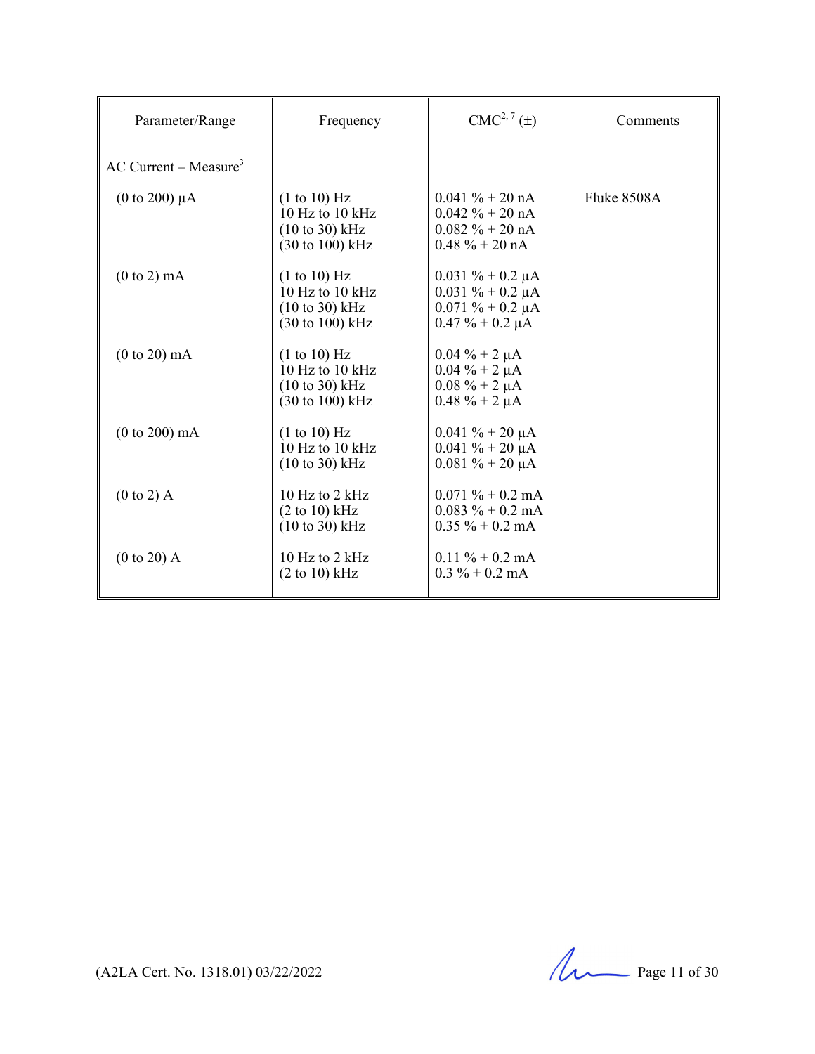| Parameter/Range | Frequency | CMC[2, 7] (±) | Comments |
|---|---|---|---|
| AC Current – Measure[3] | | | |
| (0 to 200) µA | (1 to 10) Hz<br>10 Hz to 10 kHz<br>(10 to 30) kHz<br>(30 to 100) kHz | 0.041 % + 20 nA<br>0.042 % + 20 nA<br>0.082 % + 20 nA<br>0.48 % + 20 nA | Fluke 8508A |
| (0 to 2) mA | (1 to 10) Hz<br>10 Hz to 10 kHz<br>(10 to 30) kHz<br>(30 to 100) kHz | 0.031 % + 0.2 µA<br>0.031 % + 0.2 µA<br>0.071 % + 0.2 µA<br>0.47 % + 0.2 µA | |
| (0 to 20) mA | (1 to 10) Hz<br>10 Hz to 10 kHz<br>(10 to 30) kHz<br>(30 to 100) kHz | 0.04 % + 2 µA<br>0.04 % + 2 µA<br>0.08 % + 2 µA<br>0.48 % + 2 µA | |
| (0 to 200) mA | (1 to 10) Hz<br>10 Hz to 10 kHz<br>(10 to 30) kHz | 0.041 % + 20 µA<br>0.041 % + 20 µA<br>0.081 % + 20 µA | |
| (0 to 2) A | 10 Hz to 2 kHz<br>(2 to 10) kHz<br>(10 to 30) kHz | 0.071 % + 0.2 mA<br>0.083 % + 0.2 mA<br>0.35 % + 0.2 mA | |
| (0 to 20) A | 10 Hz to 2 kHz<br>(2 to 10) kHz | 0.11 % + 0.2 mA<br>0.3 % + 0.2 mA | |

(A2LA Cert. No. 1318.01) 03/22/2022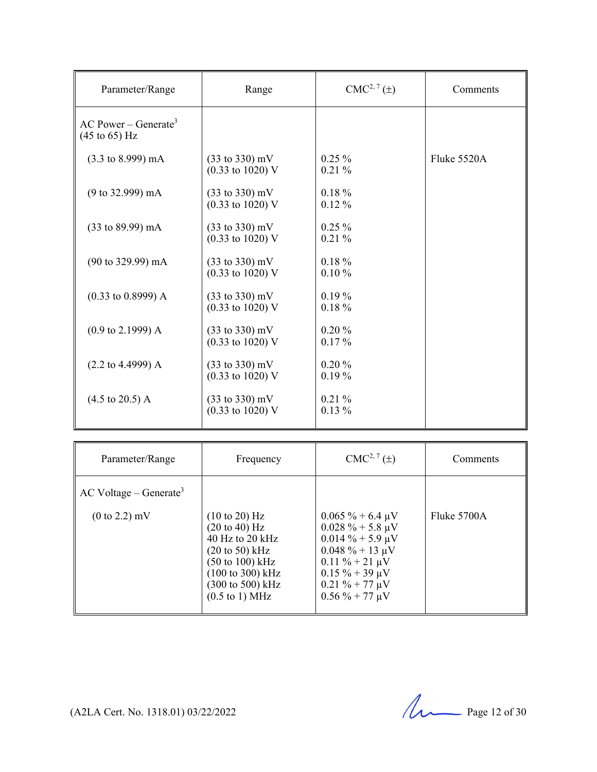| Parameter/Range | Range | CMC[2, 7] (±) | Comments |
|---|---|---|---|
| AC Power – Generate[3] (45 to 65) Hz | | | |
| (3.3 to 8.999) mA | (33 to 330) mV<br>(0.33 to 1020) V | 0.25 %<br>0.21 % | Fluke 5520A |
| (9 to 32.999) mA | (33 to 330) mV<br>(0.33 to 1020) V | 0.18 %<br>0.12 % | |
| (33 to 89.99) mA | (33 to 330) mV<br>(0.33 to 1020) V | 0.25 %<br>0.21 % | |
| (90 to 329.99) mA | (33 to 330) mV<br>(0.33 to 1020) V | 0.18 %<br>0.10 % | |
| (0.33 to 0.8999) A | (33 to 330) mV<br>(0.33 to 1020) V | 0.19 %<br>0.18 % | |
| (0.9 to 2.1999) A | (33 to 330) mV<br>(0.33 to 1020) V | 0.20 %<br>0.17 % | |
| (2.2 to 4.4999) A | (33 to 330) mV<br>(0.33 to 1020) V | 0.20 %<br>0.19 % | |
| (4.5 to 20.5) A | (33 to 330) mV<br>(0.33 to 1020) V | 0.21 %<br>0.13 % | |

| Parameter/Range | Frequency | CMC[2, 7] (±) | Comments |
|---|---|---|---|
| AC Voltage – Generate[3] | | | |
| (0 to 2.2) mV | (10 to 20) Hz<br>(20 to 40) Hz<br>40 Hz to 20 kHz<br>(20 to 50) kHz<br>(50 to 100) kHz<br>(100 to 300) kHz<br>(300 to 500) kHz<br>(0.5 to 1) MHz | 0.065 % + 6.4 µV<br>0.028 % + 5.8 µV<br>0.014 % + 5.9 µV<br>0.048 % + 13 µV<br>0.11 % + 21 µV<br>0.15 % + 39 µV<br>0.21 % + 77 µV<br>0.56 % + 77 µV | Fluke 5700A |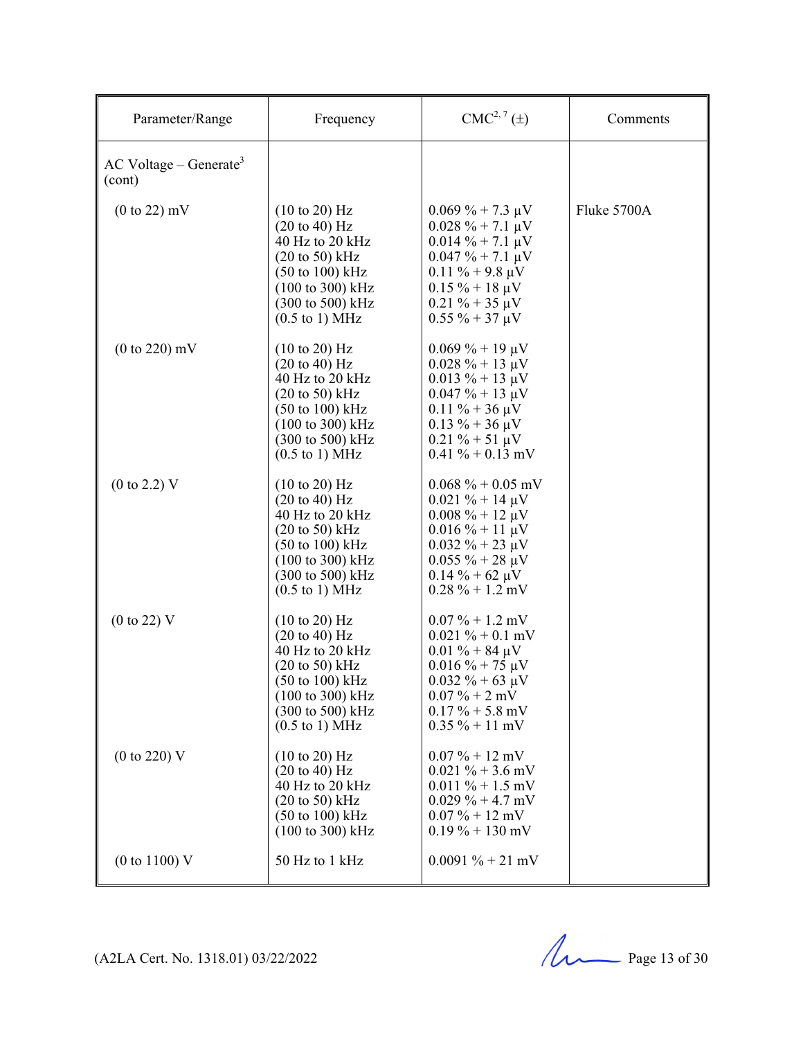| Parameter/Range | Frequency | CMC[2, 7] (±) | Comments |
|---|---|---|---|
| AC Voltage – Generate[3] (cont) | | | |
| (0 to 22) mV | (10 to 20) Hz<br>(20 to 40) Hz<br>40 Hz to 20 kHz<br>(20 to 50) kHz<br>(50 to 100) kHz<br>(100 to 300) kHz<br>(300 to 500) kHz<br>(0.5 to 1) MHz | 0.069 % + 7.3 µV<br>0.028 % + 7.1 µV<br>0.014 % + 7.1 µV<br>0.047 % + 7.1 µV<br>0.11 % + 9.8 µV<br>0.15 % + 18 µV<br>0.21 % + 35 µV<br>0.55 % + 37 µV | Fluke 5700A |
| (0 to 220) mV | (10 to 20) Hz<br>(20 to 40) Hz<br>40 Hz to 20 kHz<br>(20 to 50) kHz<br>(50 to 100) kHz<br>(100 to 300) kHz<br>(300 to 500) kHz<br>(0.5 to 1) MHz | 0.069 % + 19 µV<br>0.028 % + 13 µV<br>0.013 % + 13 µV<br>0.047 % + 13 µV<br>0.11 % + 36 µV<br>0.13 % + 36 µV<br>0.21 % + 51 µV<br>0.41 % + 0.13 mV | |
| (0 to 2.2) V | (10 to 20) Hz<br>(20 to 40) Hz<br>40 Hz to 20 kHz<br>(20 to 50) kHz<br>(50 to 100) kHz<br>(100 to 300) kHz<br>(300 to 500) kHz<br>(0.5 to 1) MHz | 0.068 % + 0.05 mV<br>0.021 % + 14 µV<br>0.008 % + 12 µV<br>0.016 % + 11 µV<br>0.032 % + 23 µV<br>0.055 % + 28 µV<br>0.14 % + 62 µV<br>0.28 % + 1.2 mV | |
| (0 to 22) V | (10 to 20) Hz<br>(20 to 40) Hz<br>40 Hz to 20 kHz<br>(20 to 50) kHz<br>(50 to 100) kHz<br>(100 to 300) kHz<br>(300 to 500) kHz<br>(0.5 to 1) MHz | 0.07 % + 1.2 mV<br>0.021 % + 0.1 mV<br>0.01 % + 84 µV<br>0.016 % + 75 µV<br>0.032 % + 63 µV<br>0.07 % + 2 mV<br>0.17 % + 5.8 mV<br>0.35 % + 11 mV | |
| (0 to 220) V | (10 to 20) Hz<br>(20 to 40) Hz<br>40 Hz to 20 kHz<br>(20 to 50) kHz<br>(50 to 100) kHz<br>(100 to 300) kHz | 0.07 % + 12 mV<br>0.021 % + 3.6 mV<br>0.011 % + 1.5 mV<br>0.029 % + 4.7 mV<br>0.07 % + 12 mV<br>0.19 % + 130 mV | |
| (0 to 1100) V | 50 Hz to 1 kHz | 0.0091 % + 21 mV | |

(A2LA Cert. No. 1318.01) 03/22/2022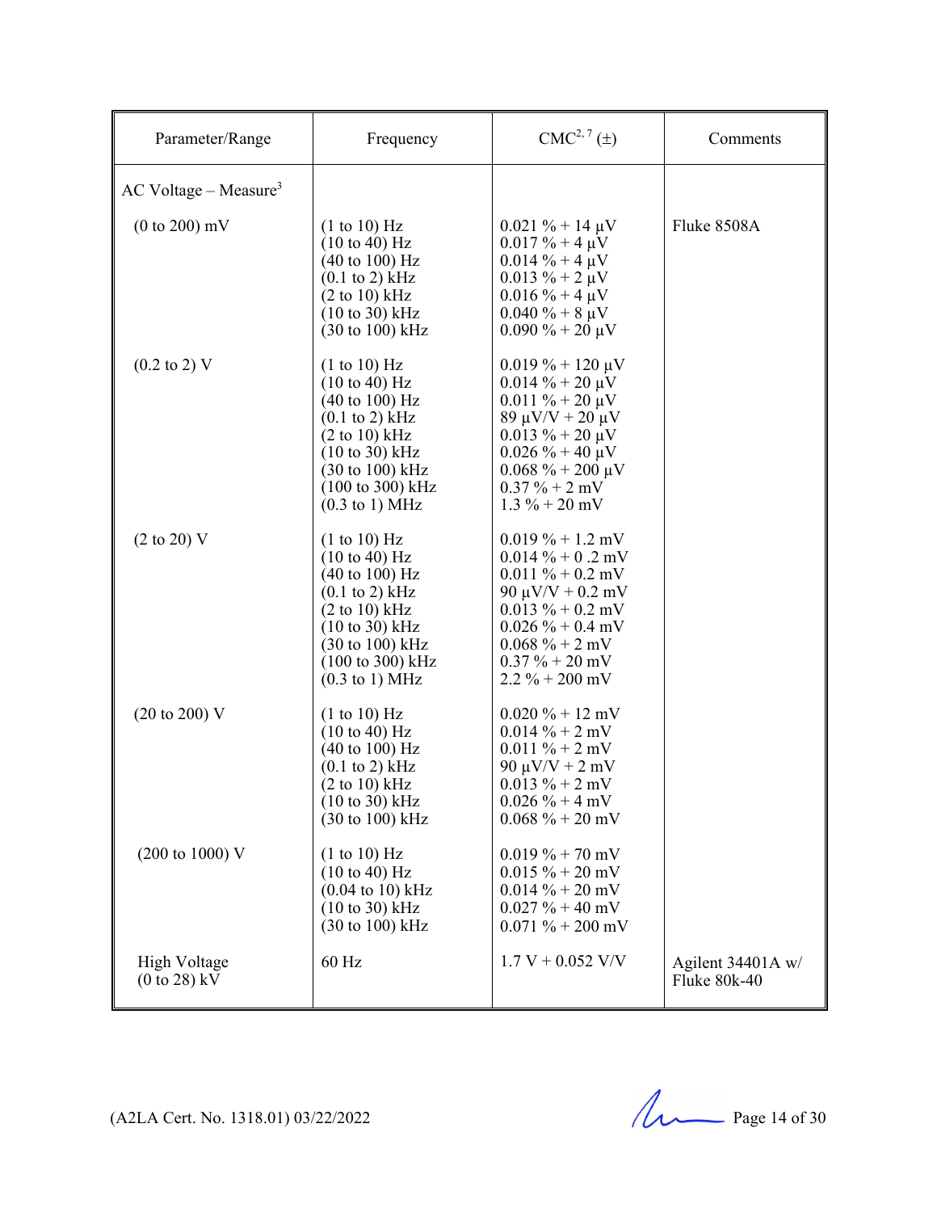| Parameter/Range | Frequency | CMC[2, 7] (±) | Comments |
|---|---|---|---|
| AC Voltage – Measure[3] | | | |
| (0 to 200) mV | (1 to 10) Hz<br>(10 to 40) Hz<br>(40 to 100) Hz<br>(0.1 to 2) kHz<br>(2 to 10) kHz<br>(10 to 30) kHz<br>(30 to 100) kHz | 0.021 % + 14 µV<br>0.017 % + 4 µV<br>0.014 % + 4 µV<br>0.013 % + 2 µV<br>0.016 % + 4 µV<br>0.040 % + 8 µV<br>0.090 % + 20 µV | Fluke 8508A |
| (0.2 to 2) V | (1 to 10) Hz<br>(10 to 40) Hz<br>(40 to 100) Hz<br>(0.1 to 2) kHz<br>(2 to 10) kHz<br>(10 to 30) kHz<br>(30 to 100) kHz<br>(100 to 300) kHz<br>(0.3 to 1) MHz | 0.019 % + 120 µV<br>0.014 % + 20 µV<br>0.011 % + 20 µV<br>89 µV/V + 20 µV<br>0.013 % + 20 µV<br>0.026 % + 40 µV<br>0.068 % + 200 µV<br>0.37 % + 2 mV<br>1.3 % + 20 mV | |
| (2 to 20) V | (1 to 10) Hz<br>(10 to 40) Hz<br>(40 to 100) Hz<br>(0.1 to 2) kHz<br>(2 to 10) kHz<br>(10 to 30) kHz<br>(30 to 100) kHz<br>(100 to 300) kHz<br>(0.3 to 1) MHz | 0.019 % + 1.2 mV<br>0.014 % + 0 .2 mV<br>0.011 % + 0.2 mV<br>90 µV/V + 0.2 mV<br>0.013 % + 0.2 mV<br>0.026 % + 0.4 mV<br>0.068 % + 2 mV<br>0.37 % + 20 mV<br>2.2 % + 200 mV | |
| (20 to 200) V | (1 to 10) Hz<br>(10 to 40) Hz<br>(40 to 100) Hz<br>(0.1 to 2) kHz<br>(2 to 10) kHz<br>(10 to 30) kHz<br>(30 to 100) kHz | 0.020 % + 12 mV<br>0.014 % + 2 mV<br>0.011 % + 2 mV<br>90 µV/V + 2 mV<br>0.013 % + 2 mV<br>0.026 % + 4 mV<br>0.068 % + 20 mV | |
| (200 to 1000) V | (1 to 10) Hz<br>(10 to 40) Hz<br>(0.04 to 10) kHz<br>(10 to 30) kHz<br>(30 to 100) kHz | 0.019 % + 70 mV<br>0.015 % + 20 mV<br>0.014 % + 20 mV<br>0.027 % + 40 mV<br>0.071 % + 200 mV | |
| High Voltage<br>(0 to 28) kV | 60 Hz | 1.7 V + 0.052 V/V | Agilent 34401A w/<br>Fluke 80k-40 |

(A2LA Cert. No. 1318.01) 03/22/2022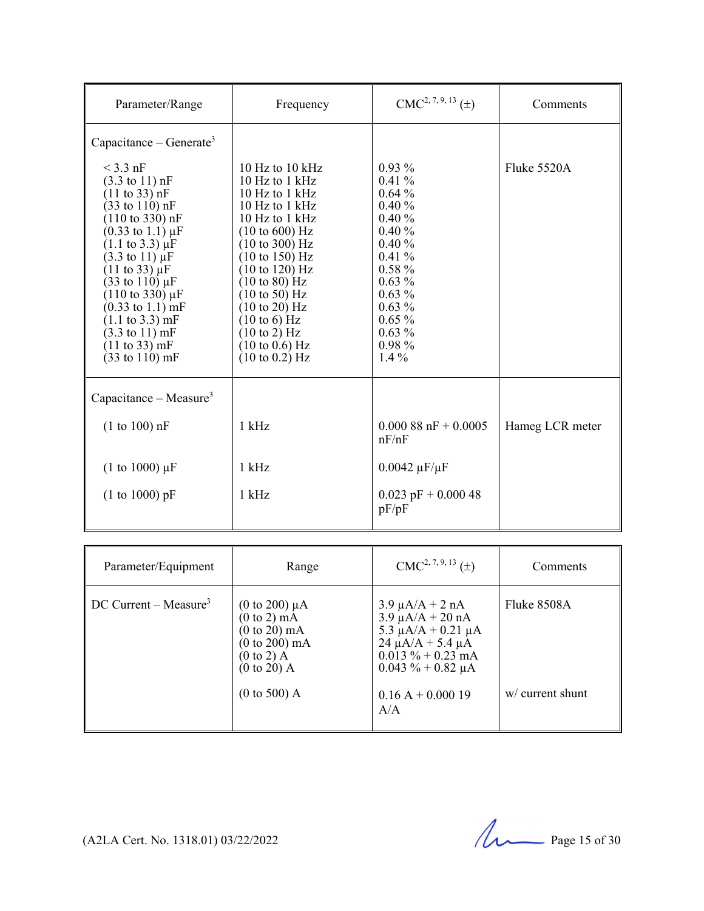| Parameter/Range | Frequency | CMC[2, 7, 9, 13] (±) | Comments |
|---|---|---|---|
| Capacitance – Generate[3] | | | |
| < 3.3 nF | 10 Hz to 10 kHz | 0.93 % | Fluke 5520A |
| (3.3 to 11) nF | 10 Hz to 1 kHz | 0.41 % | |
| (11 to 33) nF | 10 Hz to 1 kHz | 0.64 % | |
| (33 to 110) nF | 10 Hz to 1 kHz | 0.40 % | |
| (110 to 330) nF | 10 Hz to 1 kHz | 0.40 % | |
| (0.33 to 1.1) µF | (10 to 600) Hz | 0.40 % | |
| (1.1 to 3.3) µF | (10 to 300) Hz | 0.40 % | |
| (3.3 to 11) µF | (10 to 150) Hz | 0.41 % | |
| (11 to 33) µF | (10 to 120) Hz | 0.58 % | |
| (33 to 110) µF | (10 to 80) Hz | 0.63 % | |
| (110 to 330) µF | (10 to 50) Hz | 0.63 % | |
| (0.33 to 1.1) mF | (10 to 20) Hz | 0.63 % | |
| (1.1 to 3.3) mF | (10 to 6) Hz | 0.65 % | |
| (3.3 to 11) mF | (10 to 2) Hz | 0.63 % | |
| (11 to 33) mF | (10 to 0.6) Hz | 0.98 % | |
| (33 to 110) mF | (10 to 0.2) Hz | 1.4 % | |
| Capacitance – Measure[3] | | | |
| (1 to 100) nF | 1 kHz | 0.000 88 nF + 0.0005 nF/nF | Hameg LCR meter |
| (1 to 1000) µF | 1 kHz | 0.0042 µF/µF | |
| (1 to 1000) pF | 1 kHz | 0.023 pF + 0.000 48 pF/pF | |

| Parameter/Equipment | Range | CMC[2, 7, 9, 13] (±) | Comments |
|---|---|---|---|
| DC Current – Measure[3] | (0 to 200) µA | 3.9 µA/A + 2 nA | Fluke 8508A |
| | (0 to 2) mA | 3.9 µA/A + 20 nA | |
| | (0 to 20) mA | 5.3 µA/A + 0.21 µA | |
| | (0 to 200) mA | 24 µA/A + 5.4 µA | |
| | (0 to 2) A | 0.013 % + 0.23 mA | |
| | (0 to 20) A | 0.043 % + 0.82 µA | |
| | (0 to 500) A | 0.16 A + 0.000 19 A/A | w/ current shunt |

(A2LA Cert. No. 1318.01) 03/22/2022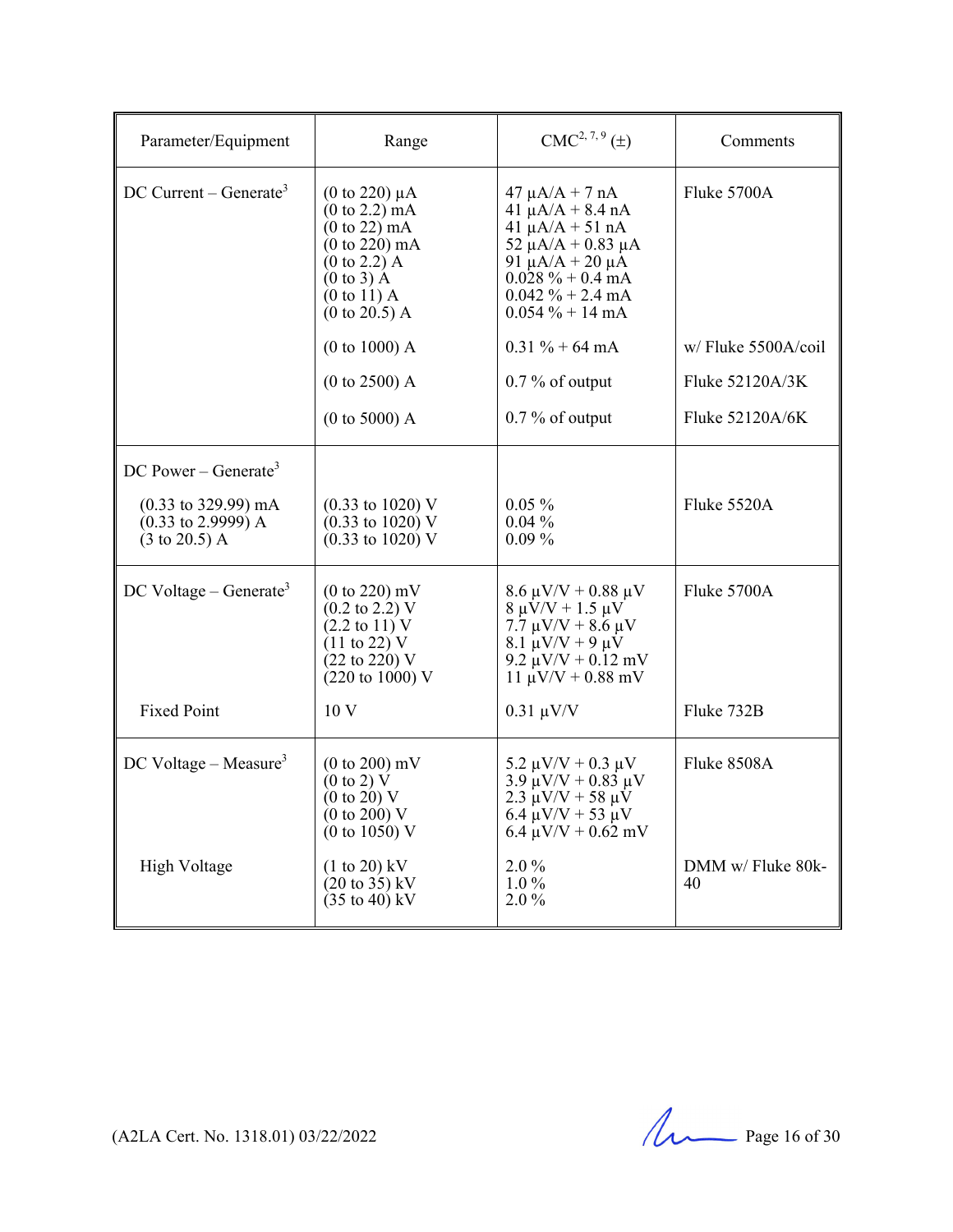| Parameter/Equipment | Range | CMC[2, 7, 9] (±) | Comments |
|---|---|---|---|
| DC Current – Generate[3] | (0 to 220) µA<br>(0 to 2.2) mA<br>(0 to 22) mA<br>(0 to 220) mA<br>(0 to 2.2) A<br>(0 to 3) A<br>(0 to 11) A<br>(0 to 20.5) A | 47 µA/A + 7 nA<br>41 µA/A + 8.4 nA<br>41 µA/A + 51 nA<br>52 µA/A + 0.83 µA<br>91 µA/A + 20 µA<br>0.028 % + 0.4 mA<br>0.042 % + 2.4 mA<br>0.054 % + 14 mA | Fluke 5700A |
| | (0 to 1000) A | 0.31 % + 64 mA | w/ Fluke 5500A/coil |
| | (0 to 2500) A | 0.7 % of output | Fluke 52120A/3K |
| | (0 to 5000) A | 0.7 % of output | Fluke 52120A/6K |
| DC Power – Generate[3] | | | |
| (0.33 to 329.99) mA<br>(0.33 to 2.9999) A<br>(3 to 20.5) A | (0.33 to 1020) V<br>(0.33 to 1020) V<br>(0.33 to 1020) V | 0.05 %<br>0.04 %<br>0.09 % | Fluke 5520A |
| DC Voltage – Generate[3] | (0 to 220) mV<br>(0.2 to 2.2) V<br>(2.2 to 11) V<br>(11 to 22) V<br>(22 to 220) V<br>(220 to 1000) V | 8.6 µV/V + 0.88 µV<br>8 µV/V + 1.5 µV<br>7.7 µV/V + 8.6 µV<br>8.1 µV/V + 9 µV<br>9.2 µV/V + 0.12 mV<br>11 µV/V + 0.88 mV | Fluke 5700A |
| Fixed Point | 10 V | 0.31 µV/V | Fluke 732B |
| DC Voltage – Measure[3] | (0 to 200) mV<br>(0 to 2) V<br>(0 to 20) V<br>(0 to 200) V<br>(0 to 1050) V | 5.2 µV/V + 0.3 µV<br>3.9 µV/V + 0.83 µV<br>2.3 µV/V + 58 µV<br>6.4 µV/V + 53 µV<br>6.4 µV/V + 0.62 mV | Fluke 8508A |
| High Voltage | (1 to 20) kV<br>(20 to 35) kV<br>(35 to 40) kV | 2.0 %<br>1.0 %<br>2.0 % | DMM w/ Fluke 80k-40 |

(A2LA Cert. No. 1318.01) 03/22/2022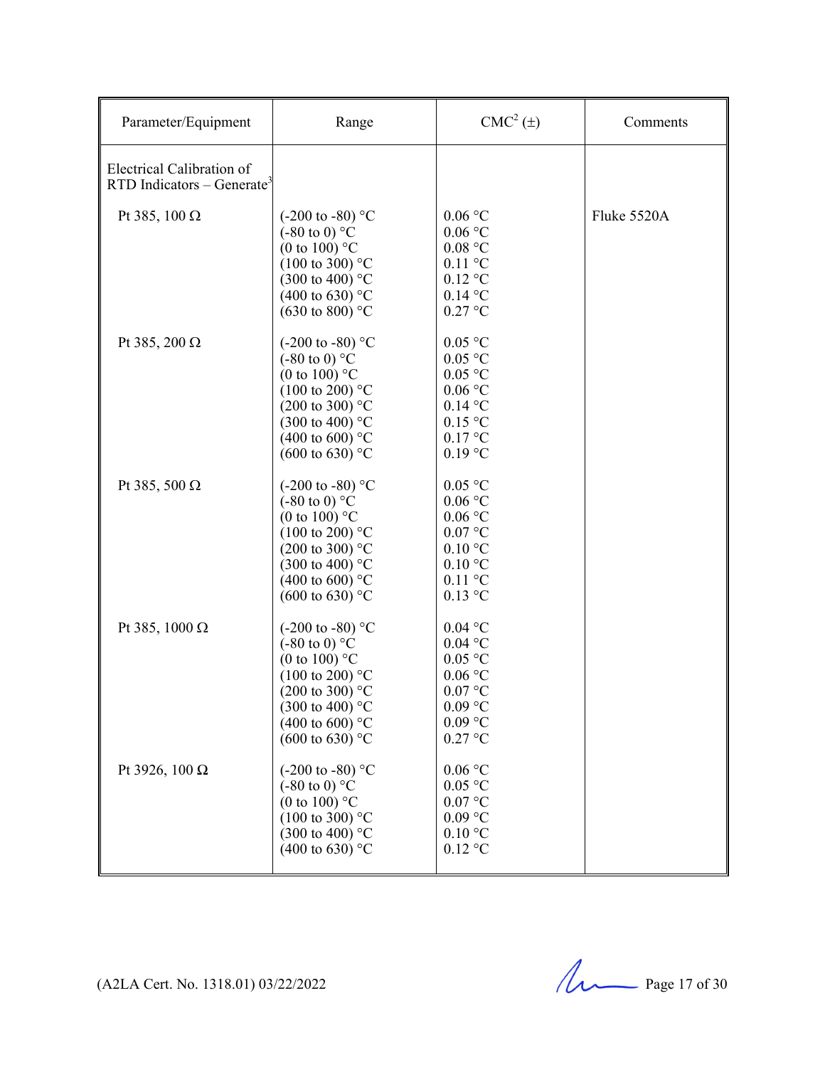| Parameter/Equipment | Range | CMC[2] (±) | Comments |
|---|---|---|---|
| Electrical Calibration of RTD Indicators – Generate[3] | | | |
| Pt 385, 100 Ω | (-200 to -80) °C<br>(-80 to 0) °C<br>(0 to 100) °C<br>(100 to 300) °C<br>(300 to 400) °C<br>(400 to 630) °C<br>(630 to 800) °C | 0.06 °C<br>0.06 °C<br>0.08 °C<br>0.11 °C<br>0.12 °C<br>0.14 °C<br>0.27 °C | Fluke 5520A |
| Pt 385, 200 Ω | (-200 to -80) °C<br>(-80 to 0) °C<br>(0 to 100) °C<br>(100 to 200) °C<br>(200 to 300) °C<br>(300 to 400) °C<br>(400 to 600) °C<br>(600 to 630) °C | 0.05 °C<br>0.05 °C<br>0.05 °C<br>0.06 °C<br>0.14 °C<br>0.15 °C<br>0.17 °C<br>0.19 °C | |
| Pt 385, 500 Ω | (-200 to -80) °C<br>(-80 to 0) °C<br>(0 to 100) °C<br>(100 to 200) °C<br>(200 to 300) °C<br>(300 to 400) °C<br>(400 to 600) °C<br>(600 to 630) °C | 0.05 °C<br>0.06 °C<br>0.06 °C<br>0.07 °C<br>0.10 °C<br>0.10 °C<br>0.11 °C<br>0.13 °C | |
| Pt 385, 1000 Ω | (-200 to -80) °C<br>(-80 to 0) °C<br>(0 to 100) °C<br>(100 to 200) °C<br>(200 to 300) °C<br>(300 to 400) °C<br>(400 to 600) °C<br>(600 to 630) °C | 0.04 °C<br>0.04 °C<br>0.05 °C<br>0.06 °C<br>0.07 °C<br>0.09 °C<br>0.09 °C<br>0.27 °C | |
| Pt 3926, 100 Ω | (-200 to -80) °C<br>(-80 to 0) °C<br>(0 to 100) °C<br>(100 to 300) °C<br>(300 to 400) °C<br>(400 to 630) °C | 0.06 °C<br>0.05 °C<br>0.07 °C<br>0.09 °C<br>0.10 °C<br>0.12 °C | |

(A2LA Cert. No. 1318.01) 03/22/2022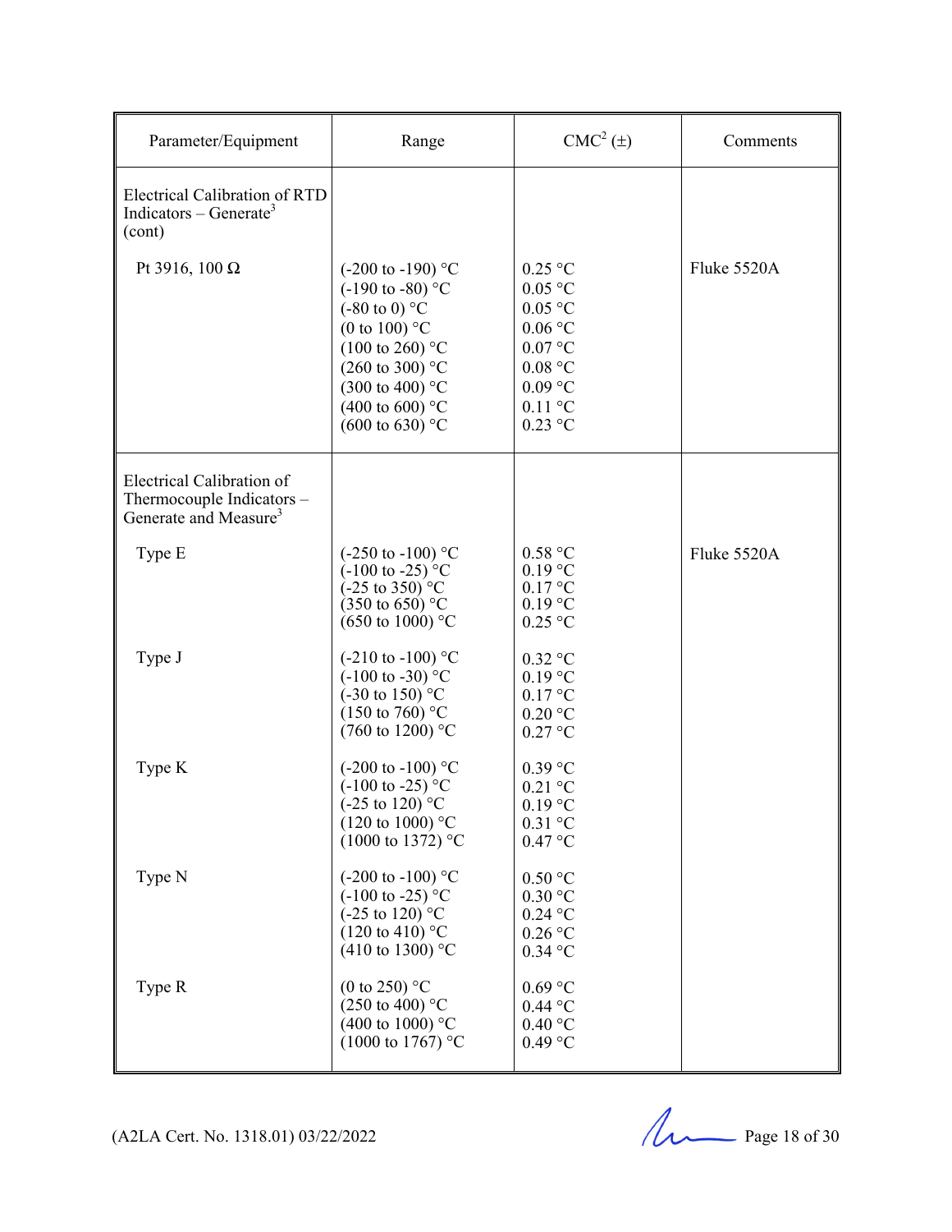| Parameter/Equipment | Range | CMC[2] (±) | Comments |
|---|---|---|---|
| Electrical Calibration of RTD Indicators – Generate[3] (cont) | | | |
| Pt 3916, 100 Ω | (-200 to -190) °C<br>(-190 to -80) °C<br>(-80 to 0) °C<br>(0 to 100) °C<br>(100 to 260) °C<br>(260 to 300) °C<br>(300 to 400) °C<br>(400 to 600) °C<br>(600 to 630) °C | 0.25 °C<br>0.05 °C<br>0.05 °C<br>0.06 °C<br>0.07 °C<br>0.08 °C<br>0.09 °C<br>0.11 °C<br>0.23 °C | Fluke 5520A |
| Electrical Calibration of Thermocouple Indicators – Generate and Measure[3] | | | |
| Type E | (-250 to -100) °C<br>(-100 to -25) °C<br>(-25 to 350) °C<br>(350 to 650) °C<br>(650 to 1000) °C | 0.58 °C<br>0.19 °C<br>0.17 °C<br>0.19 °C<br>0.25 °C | Fluke 5520A |
| Type J | (-210 to -100) °C<br>(-100 to -30) °C<br>(-30 to 150) °C<br>(150 to 760) °C<br>(760 to 1200) °C | 0.32 °C<br>0.19 °C<br>0.17 °C<br>0.20 °C<br>0.27 °C | |
| Type K | (-200 to -100) °C<br>(-100 to -25) °C<br>(-25 to 120) °C<br>(120 to 1000) °C<br>(1000 to 1372) °C | 0.39 °C<br>0.21 °C<br>0.19 °C<br>0.31 °C<br>0.47 °C | |
| Type N | (-200 to -100) °C<br>(-100 to -25) °C<br>(-25 to 120) °C<br>(120 to 410) °C<br>(410 to 1300) °C | 0.50 °C<br>0.30 °C<br>0.24 °C<br>0.26 °C<br>0.34 °C | |
| Type R | (0 to 250) °C<br>(250 to 400) °C<br>(400 to 1000) °C<br>(1000 to 1767) °C | 0.69 °C<br>0.44 °C<br>0.40 °C<br>0.49 °C | |

(A2LA Cert. No. 1318.01) 03/22/2022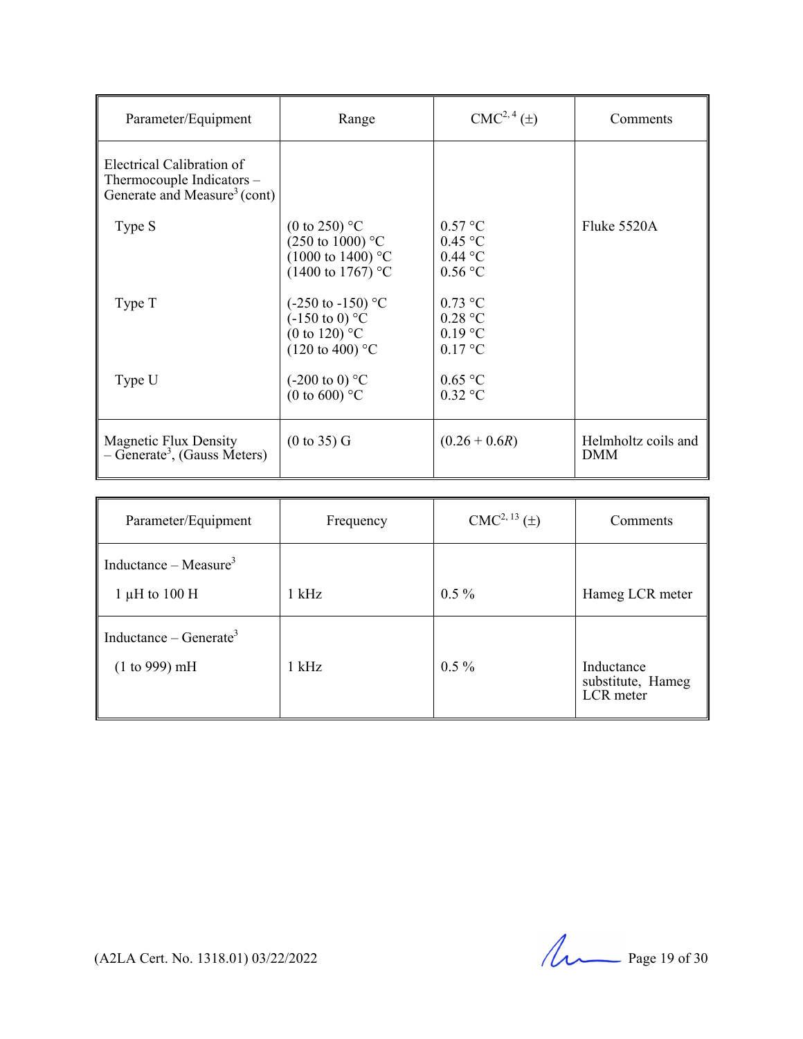| Parameter/Equipment | Range | CMC[2, 4] (±) | Comments |
|---|---|---|---|
| Electrical Calibration of Thermocouple Indicators – Generate and Measure[3] (cont) | | | |
| Type S | (0 to 250) °C<br>(250 to 1000) °C<br>(1000 to 1400) °C<br>(1400 to 1767) °C | 0.57 °C<br>0.45 °C<br>0.44 °C<br>0.56 °C | Fluke 5520A |
| Type T | (-250 to -150) °C<br>(-150 to 0) °C<br>(0 to 120) °C<br>(120 to 400) °C | 0.73 °C<br>0.28 °C<br>0.19 °C<br>0.17 °C | |
| Type U | (-200 to 0) °C<br>(0 to 600) °C | 0.65 °C<br>0.32 °C | |
| Magnetic Flux Density – Generate[3], (Gauss Meters) | (0 to 35) G | (0.26 + 0.6*R*) | Helmholtz coils and DMM |

| Parameter/Equipment | Frequency | CMC[2, 13] (±) | Comments |
|---|---|---|---|
| Inductance – Measure[3]<br><br>1 µH to 100 H | 1 kHz | 0.5 % | Hameg LCR meter |
| Inductance – Generate[3]<br><br>(1 to 999) mH | 1 kHz | 0.5 % | Inductance substitute, Hameg LCR meter |

(A2LA Cert. No. 1318.01) 03/22/2022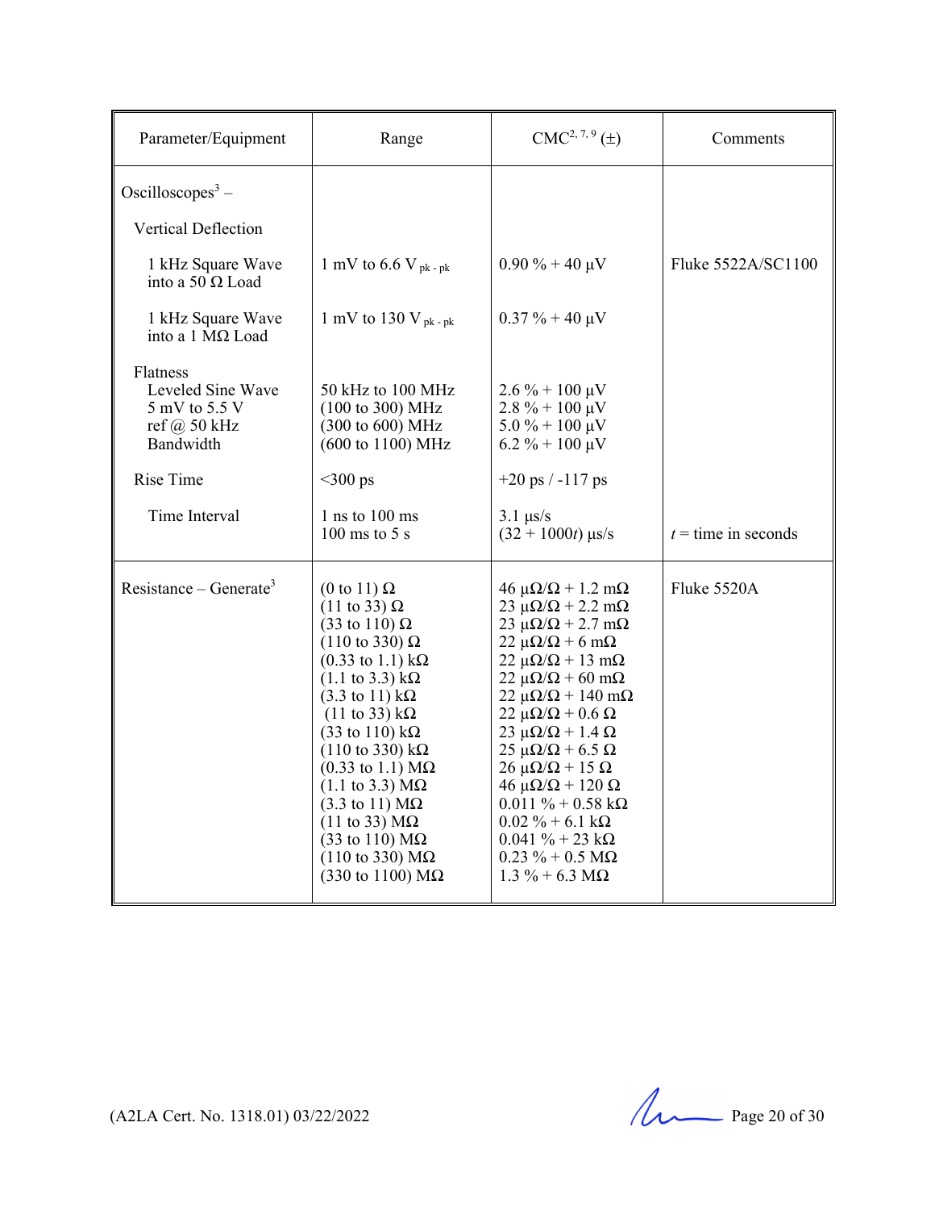| Parameter/Equipment | Range | CMC[2, 7, 9] (±) | Comments |
|---|---|---|---|
| Oscilloscopes[3] – | | | |
| Vertical Deflection | | | |
| 1 kHz Square Wave into a 50 Ω Load | 1 mV to 6.6 $V_{pk-pk}$ | 0.90 % + 40 µV | Fluke 5522A/SC1100 |
| 1 kHz Square Wave into a 1 MΩ Load | 1 mV to 130 $V_{pk-pk}$ | 0.37 % + 40 µV | |
| Flatness<br>Leveled Sine Wave<br>5 mV to 5.5 V<br>ref @ 50 kHz<br>Bandwidth | 50 kHz to 100 MHz<br>(100 to 300) MHz<br>(300 to 600) MHz<br>(600 to 1100) MHz | 2.6 % + 100 µV<br>2.8 % + 100 µV<br>5.0 % + 100 µV<br>6.2 % + 100 µV | |
| Rise Time | <300 ps | +20 ps / -117 ps | |
| Time Interval | 1 ns to 100 ms<br>100 ms to 5 s | 3.1 µs/s<br>(32 + 1000*t*) µs/s | *t* = time in seconds |
| Resistance – Generate[3] | (0 to 11) Ω<br>(11 to 33) Ω<br>(33 to 110) Ω<br>(110 to 330) Ω<br>(0.33 to 1.1) kΩ<br>(1.1 to 3.3) kΩ<br>(3.3 to 11) kΩ<br>(11 to 33) kΩ<br>(33 to 110) kΩ<br>(110 to 330) kΩ<br>(0.33 to 1.1) MΩ<br>(1.1 to 3.3) MΩ<br>(3.3 to 11) MΩ<br>(11 to 33) MΩ<br>(33 to 110) MΩ<br>(110 to 330) MΩ<br>(330 to 1100) MΩ | 46 µΩ/Ω + 1.2 mΩ<br>23 µΩ/Ω + 2.2 mΩ<br>23 µΩ/Ω + 2.7 mΩ<br>22 µΩ/Ω + 6 mΩ<br>22 µΩ/Ω + 13 mΩ<br>22 µΩ/Ω + 60 mΩ<br>22 µΩ/Ω + 140 mΩ<br>22 µΩ/Ω + 0.6 Ω<br>23 µΩ/Ω + 1.4 Ω<br>25 µΩ/Ω + 6.5 Ω<br>26 µΩ/Ω + 15 Ω<br>46 µΩ/Ω + 120 Ω<br>0.011 % + 0.58 kΩ<br>0.02 % + 6.1 kΩ<br>0.041 % + 23 kΩ<br>0.23 % + 0.5 MΩ<br>1.3 % + 6.3 MΩ | Fluke 5520A |

(A2LA Cert. No. 1318.01) 03/22/2022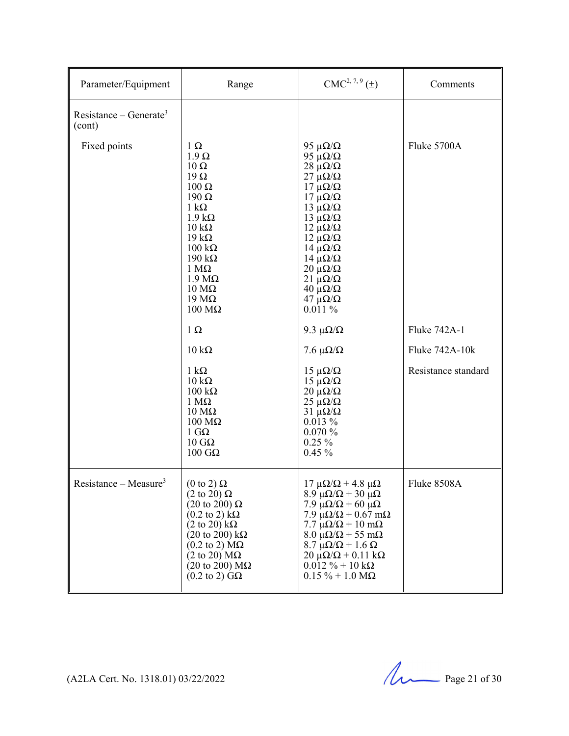| Parameter/Equipment | Range | CMC[2, 7, 9] (±) | Comments |
|---|---|---|---|
| Resistance – Generate[3] (cont) | | | |
| Fixed points | 1 Ω | 95 μΩ/Ω | Fluke 5700A |
| | 1.9 Ω | 95 μΩ/Ω | |
| | 10 Ω | 28 μΩ/Ω | |
| | 19 Ω | 27 μΩ/Ω | |
| | 100 Ω | 17 μΩ/Ω | |
| | 190 Ω | 17 μΩ/Ω | |
| | 1 kΩ | 13 μΩ/Ω | |
| | 1.9 kΩ | 13 μΩ/Ω | |
| | 10 kΩ | 12 μΩ/Ω | |
| | 19 kΩ | 12 μΩ/Ω | |
| | 100 kΩ | 14 μΩ/Ω | |
| | 190 kΩ | 14 μΩ/Ω | |
| | 1 MΩ | 20 μΩ/Ω | |
| | 1.9 MΩ | 21 μΩ/Ω | |
| | 10 MΩ | 40 μΩ/Ω | |
| | 19 MΩ | 47 μΩ/Ω | |
| | 100 MΩ | 0.011 % | |
| | 1 Ω | 9.3 μΩ/Ω | Fluke 742A-1 |
| | 10 kΩ | 7.6 μΩ/Ω | Fluke 742A-10k |
| | 1 kΩ | 15 μΩ/Ω | Resistance standard |
| | 10 kΩ | 15 μΩ/Ω | |
| | 100 kΩ | 20 μΩ/Ω | |
| | 1 MΩ | 25 μΩ/Ω | |
| | 10 MΩ | 31 μΩ/Ω | |
| | 100 MΩ | 0.013 % | |
| | 1 GΩ | 0.070 % | |
| | 10 GΩ | 0.25 % | |
| | 100 GΩ | 0.45 % | |
| Resistance – Measure[3] | (0 to 2) Ω | 17 μΩ/Ω + 4.8 μΩ | Fluke 8508A |
| | (2 to 20) Ω | 8.9 μΩ/Ω + 30 μΩ | |
| | (20 to 200) Ω | 7.9 μΩ/Ω + 60 μΩ | |
| | (0.2 to 2) kΩ | 7.9 μΩ/Ω + 0.67 mΩ | |
| | (2 to 20) kΩ | 7.7 μΩ/Ω + 10 mΩ | |
| | (20 to 200) kΩ | 8.0 μΩ/Ω + 55 mΩ | |
| | (0.2 to 2) MΩ | 8.7 μΩ/Ω + 1.6 Ω | |
| | (2 to 20) MΩ | 20 μΩ/Ω + 0.11 kΩ | |
| | (20 to 200) MΩ | 0.012 % + 10 kΩ | |
| | (0.2 to 2) GΩ | 0.15 % + 1.0 MΩ | |

(A2LA Cert. No. 1318.01) 03/22/2022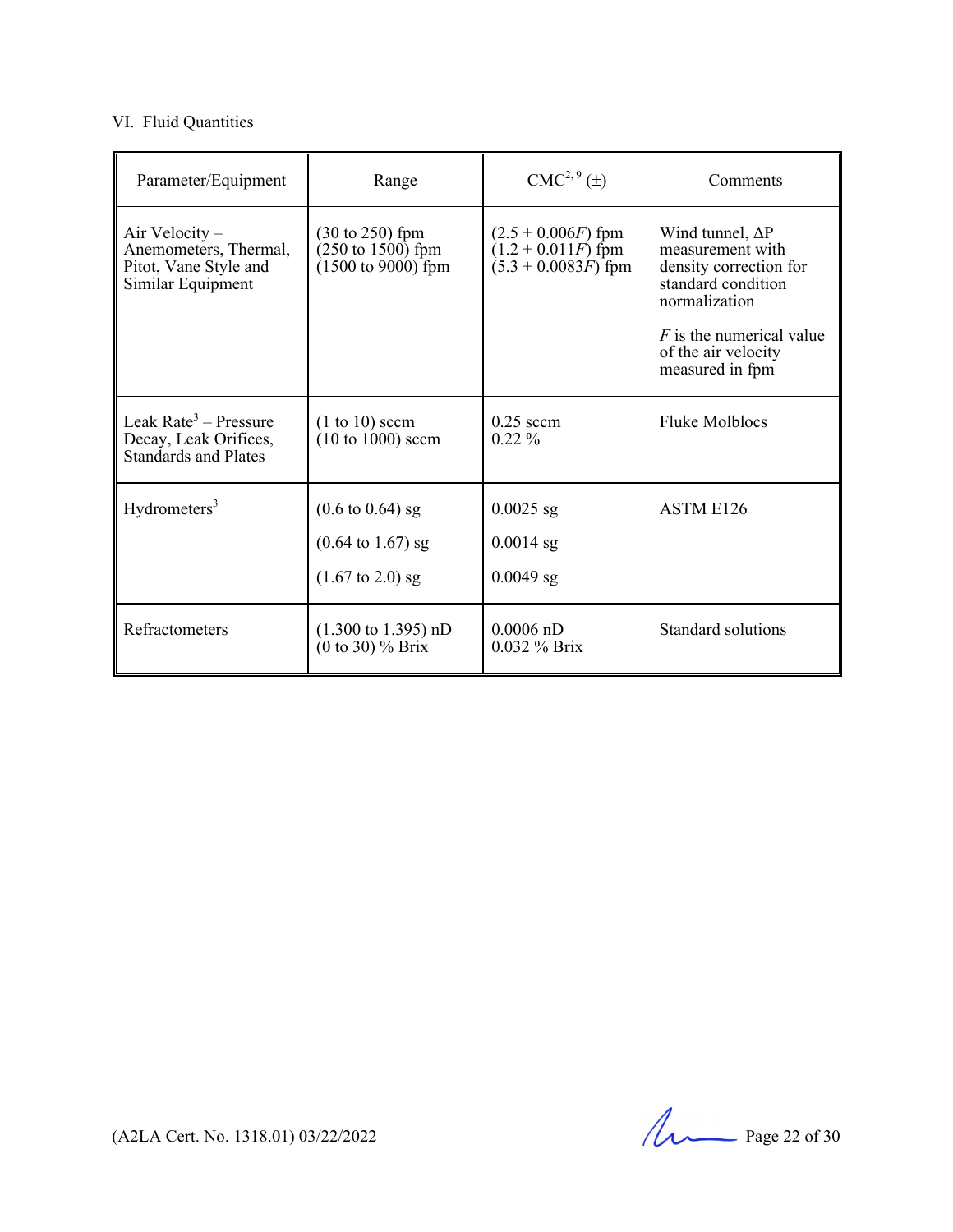VI. Fluid Quantities

| Parameter/Equipment | Range | CMC[2, 9] (±) | Comments |
|---|---|---|---|
| Air Velocity – Anemometers, Thermal, Pitot, Vane Style and Similar Equipment | (30 to 250) fpm<br>(250 to 1500) fpm<br>(1500 to 9000) fpm | (2.5 + 0.006*F*) fpm<br>(1.2 + 0.011*F*) fpm<br>(5.3 + 0.0083*F*) fpm | Wind tunnel, ΔP measurement with density correction for standard condition normalization<br><br>*F* is the numerical value of the air velocity measured in fpm |
| Leak Rate[3] – Pressure Decay, Leak Orifices, Standards and Plates | (1 to 10) sccm<br>(10 to 1000) sccm | 0.25 sccm<br>0.22 % | Fluke Molblocs |
| Hydrometers[3] | (0.6 to 0.64) sg<br>(0.64 to 1.67) sg<br>(1.67 to 2.0) sg | 0.0025 sg<br>0.0014 sg<br>0.0049 sg | ASTM E126 |
| Refractometers | (1.300 to 1.395) nD<br>(0 to 30) % Brix | 0.0006 nD<br>0.032 % Brix | Standard solutions |

(A2LA Cert. No. 1318.01) 03/22/2022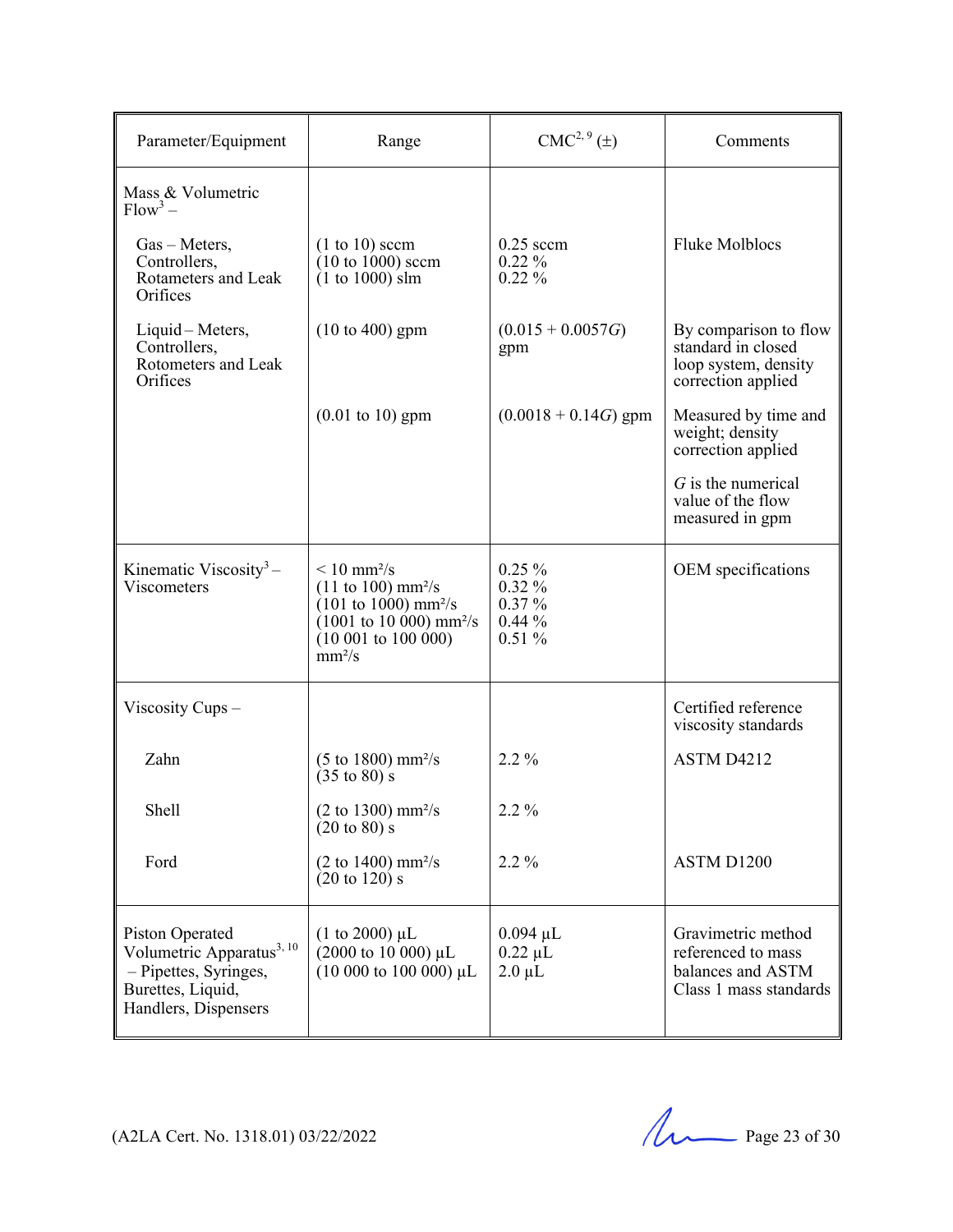| Parameter/Equipment | Range | CMC[2, 9] (±) | Comments |
|---|---|---|---|
| Mass & Volumetric Flow[3] – | | | |
| Gas – Meters, Controllers, Rotameters and Leak Orifices | (1 to 10) sccm<br>(10 to 1000) sccm<br>(1 to 1000) slm | 0.25 sccm<br>0.22 %<br>0.22 % | Fluke Molblocs |
| Liquid – Meters, Controllers, Rotameters and Leak Orifices | (10 to 400) gpm | (0.015 + 0.0057$G$) gpm | By comparison to flow standard in closed loop system, density correction applied |
| | (0.01 to 10) gpm | (0.0018 + 0.14$G$) gpm | Measured by time and weight; density correction applied<br><br>$G$ is the numerical value of the flow measured in gpm |
| Kinematic Viscosity[3] – Viscometers | < 10 mm²/s<br>(11 to 100) mm²/s<br>(101 to 1000) mm²/s<br>(1001 to 10 000) mm²/s<br>(10 001 to 100 000) mm²/s | 0.25 %<br>0.32 %<br>0.37 %<br>0.44 %<br>0.51 % | OEM specifications |
| Viscosity Cups – | | | Certified reference viscosity standards |
| Zahn | (5 to 1800) mm²/s<br>(35 to 80) s | 2.2 % | ASTM D4212 |
| Shell | (2 to 1300) mm²/s<br>(20 to 80) s | 2.2 % | |
| Ford | (2 to 1400) mm²/s<br>(20 to 120) s | 2.2 % | ASTM D1200 |
| Piston Operated Volumetric Apparatus[3, 10] – Pipettes, Syringes, Burettes, Liquid, Handlers, Dispensers | (1 to 2000) µL<br>(2000 to 10 000) µL<br>(10 000 to 100 000) µL | 0.094 µL<br>0.22 µL<br>2.0 µL | Gravimetric method referenced to mass balances and ASTM Class 1 mass standards |

(A2LA Cert. No. 1318.01) 03/22/2022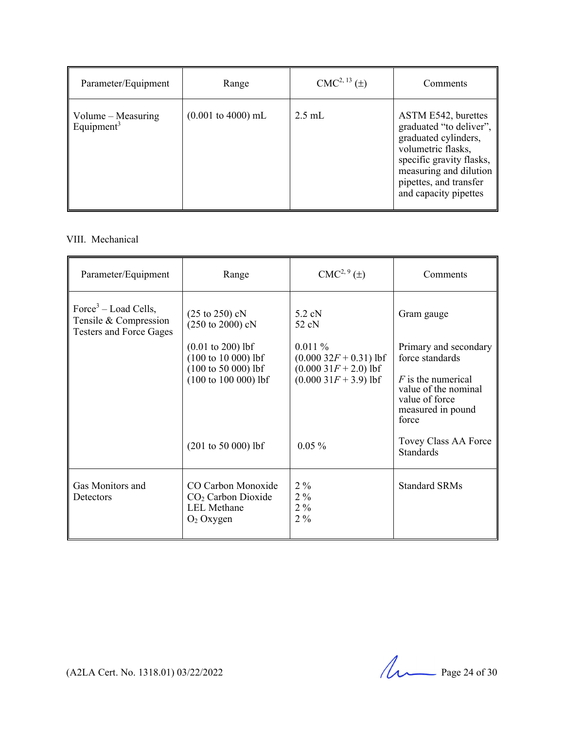| Parameter/Equipment | Range | CMC[2, 13] (±) | Comments |
|---|---|---|---|
| Volume – Measuring Equipment[3] | (0.001 to 4000) mL | 2.5 mL | ASTM E542, burettes graduated "to deliver", graduated cylinders, volumetric flasks, specific gravity flasks, measuring and dilution pipettes, and transfer and capacity pipettes |

VIII. Mechanical

| Parameter/Equipment | Range | CMC[2, 9] (±) | Comments |
|---|---|---|---|
| Force[3] – Load Cells, Tensile & Compression Testers and Force Gages | (25 to 250) cN<br>(250 to 2000) cN | 5.2 cN<br>52 cN | Gram gauge |
| | (0.01 to 200) lbf<br>(100 to 10 000) lbf<br>(100 to 50 000) lbf<br>(100 to 100 000) lbf | 0.011 %<br>(0.000 32*F* + 0.31) lbf<br>(0.000 31*F* + 2.0) lbf<br>(0.000 31*F* + 3.9) lbf | Primary and secondary force standards<br><br>*F* is the numerical value of the nominal value of force measured in pound force |
| | (201 to 50 000) lbf | 0.05 % | Tovey Class AA Force Standards |
| Gas Monitors and Detectors | CO Carbon Monoxide<br>$CO_2$ Carbon Dioxide<br>LEL Methane<br>$O_2$ Oxygen | 2 %<br>2 %<br>2 %<br>2 % | Standard SRMs |

(A2LA Cert. No. 1318.01) 03/22/2022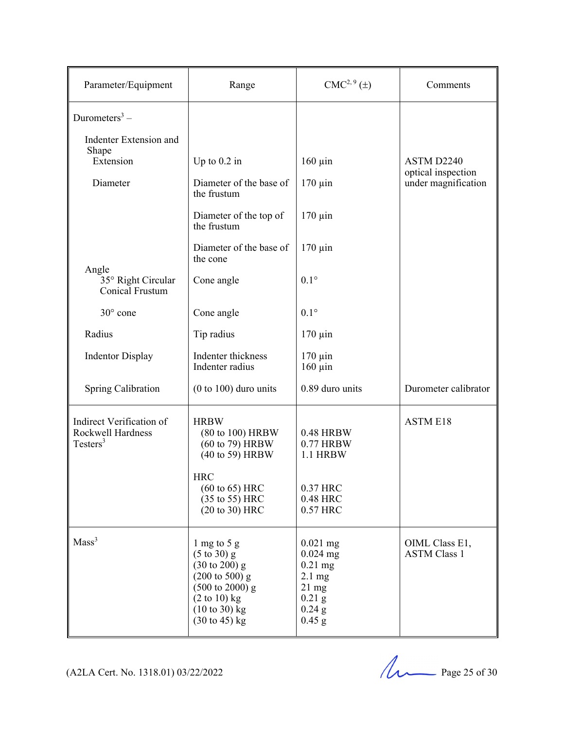| Parameter/Equipment | Range | CMC[2, 9] (±) | Comments |
|---|---|---|---|
| Durometers[3] – | | | |
| Indenter Extension and Shape | | | |
| Extension | Up to 0.2 in | 160 µin | ASTM D2240 optical inspection under magnification |
| Diameter | Diameter of the base of the frustum | 170 µin | |
| | Diameter of the top of the frustum | 170 µin | |
| | Diameter of the base of the cone | 170 µin | |
| Angle | | | |
| 35° Right Circular Conical Frustum | Cone angle | 0.1° | |
| 30° cone | Cone angle | 0.1° | |
| Radius | Tip radius | 170 µin | |
| Indentor Display | Indenter thickness<br>Indenter radius | 170 µin<br>160 µin | |
| Spring Calibration | (0 to 100) duro units | 0.89 duro units | Durometer calibrator |
| Indirect Verification of Rockwell Hardness Testers[3] | HRBW<br>(80 to 100) HRBW<br>(60 to 79) HRBW<br>(40 to 59) HRBW | <br>0.48 HRBW<br>0.77 HRBW<br>1.1 HRBW | ASTM E18 |
| | HRC<br>(60 to 65) HRC<br>(35 to 55) HRC<br>(20 to 30) HRC | <br>0.37 HRC<br>0.48 HRC<br>0.57 HRC | |
| Mass[3] | 1 mg to 5 g<br>(5 to 30) g<br>(30 to 200) g<br>(200 to 500) g<br>(500 to 2000) g<br>(2 to 10) kg<br>(10 to 30) kg<br>(30 to 45) kg | 0.021 mg<br>0.024 mg<br>0.21 mg<br>2.1 mg<br>21 mg<br>0.21 g<br>0.24 g<br>0.45 g | OIML Class E1, ASTM Class 1 |

(A2LA Cert. No. 1318.01) 03/22/2022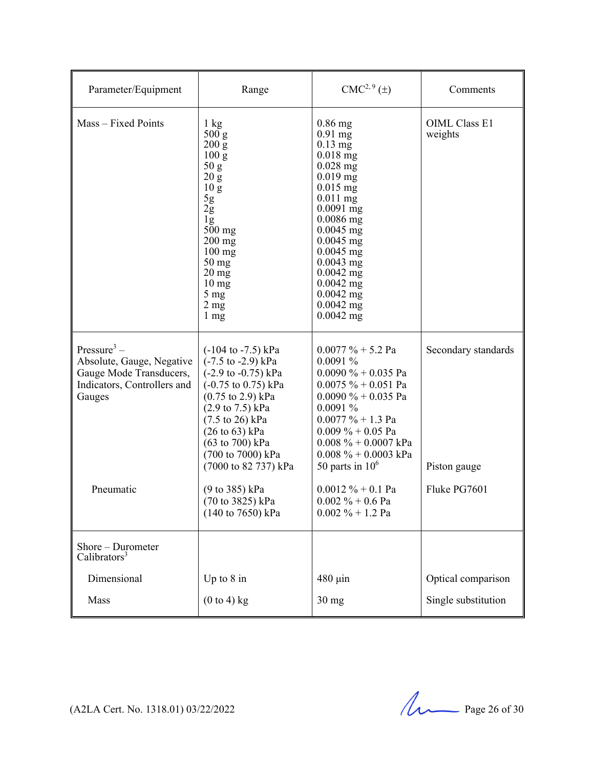| Parameter/Equipment | Range | CMC[2, 9] (±) | Comments |
|---|---|---|---|
| Mass – Fixed Points | 1 kg<br>500 g<br>200 g<br>100 g<br>50 g<br>20 g<br>10 g<br>5g<br>2g<br>1g<br>500 mg<br>200 mg<br>100 mg<br>50 mg<br>20 mg<br>10 mg<br>5 mg<br>2 mg<br>1 mg | 0.86 mg<br>0.91 mg<br>0.13 mg<br>0.018 mg<br>0.028 mg<br>0.019 mg<br>0.015 mg<br>0.011 mg<br>0.0091 mg<br>0.0086 mg<br>0.0045 mg<br>0.0045 mg<br>0.0045 mg<br>0.0043 mg<br>0.0042 mg<br>0.0042 mg<br>0.0042 mg<br>0.0042 mg<br>0.0042 mg | OIML Class E1 weights |
| Pressure[3] – Absolute, Gauge, Negative Gauge Mode Transducers, Indicators, Controllers and Gauges | (-104 to -7.5) kPa<br>(-7.5 to -2.9) kPa<br>(-2.9 to -0.75) kPa<br>(-0.75 to 0.75) kPa<br>(0.75 to 2.9) kPa<br>(2.9 to 7.5) kPa<br>(7.5 to 26) kPa<br>(26 to 63) kPa<br>(63 to 700) kPa<br>(700 to 7000) kPa<br>(7000 to 82 737) kPa | 0.0077 % + 5.2 Pa<br>0.0091 %<br>0.0090 % + 0.035 Pa<br>0.0075 % + 0.051 Pa<br>0.0090 % + 0.035 Pa<br>0.0091 %<br>0.0077 % + 1.3 Pa<br>0.009 % + 0.05 Pa<br>0.008 % + 0.0007 kPa<br>0.008 % + 0.0003 kPa<br>50 parts in $10^6$ | Secondary standards<br><br><br><br><br><br><br><br><br><br>Piston gauge |
| Pneumatic | (9 to 385) kPa<br>(70 to 3825) kPa<br>(140 to 7650) kPa | 0.0012 % + 0.1 Pa<br>0.002 % + 0.6 Pa<br>0.002 % + 1.2 Pa | Fluke PG7601 |
| Shore – Durometer Calibrators[3] | | | |
| Dimensional | Up to 8 in | 480 µin | Optical comparison |
| Mass | (0 to 4) kg | 30 mg | Single substitution |

(A2LA Cert. No. 1318.01) 03/22/2022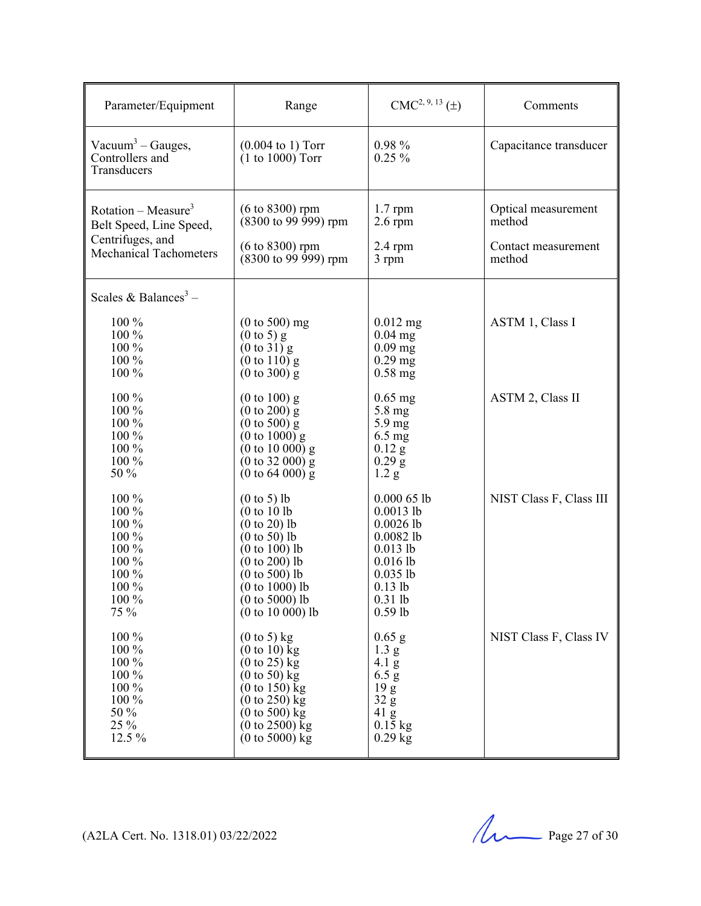| Parameter/Equipment | Range | CMC[2, 9, 13] (±) | Comments |
|---|---|---|---|
| Vacuum[3] – Gauges, Controllers and Transducers | (0.004 to 1) Torr<br>(1 to 1000) Torr | 0.98 %<br>0.25 % | Capacitance transducer |
| Rotation – Measure[3] Belt Speed, Line Speed, Centrifuges, and Mechanical Tachometers | (6 to 8300) rpm<br>(8300 to 99 999) rpm | 1.7 rpm<br>2.6 rpm | Optical measurement method |
| | (6 to 8300) rpm<br>(8300 to 99 999) rpm | 2.4 rpm<br>3 rpm | Contact measurement method |
| Scales & Balances[3] – | | | |
| 100 %<br>100 %<br>100 %<br>100 %<br>100 % | (0 to 500) mg<br>(0 to 5) g<br>(0 to 31) g<br>(0 to 110) g<br>(0 to 300) g | 0.012 mg<br>0.04 mg<br>0.09 mg<br>0.29 mg<br>0.58 mg | ASTM 1, Class I |
| 100 %<br>100 %<br>100 %<br>100 %<br>100 %<br>100 %<br>50 % | (0 to 100) g<br>(0 to 200) g<br>(0 to 500) g<br>(0 to 1000) g<br>(0 to 10 000) g<br>(0 to 32 000) g<br>(0 to 64 000) g | 0.65 mg<br>5.8 mg<br>5.9 mg<br>6.5 mg<br>0.12 g<br>0.29 g<br>1.2 g | ASTM 2, Class II |
| 100 %<br>100 %<br>100 %<br>100 %<br>100 %<br>100 %<br>100 %<br>100 %<br>100 %<br>75 % | (0 to 5) lb<br>(0 to 10 lb<br>(0 to 20) lb<br>(0 to 50) lb<br>(0 to 100) lb<br>(0 to 200) lb<br>(0 to 500) lb<br>(0 to 1000) lb<br>(0 to 5000) lb<br>(0 to 10 000) lb | 0.000 65 lb<br>0.0013 lb<br>0.0026 lb<br>0.0082 lb<br>0.013 lb<br>0.016 lb<br>0.035 lb<br>0.13 lb<br>0.31 lb<br>0.59 lb | NIST Class F, Class III |
| 100 %<br>100 %<br>100 %<br>100 %<br>100 %<br>100 %<br>50 %<br>25 %<br>12.5 % | (0 to 5) kg<br>(0 to 10) kg<br>(0 to 25) kg<br>(0 to 50) kg<br>(0 to 150) kg<br>(0 to 250) kg<br>(0 to 500) kg<br>(0 to 2500) kg<br>(0 to 5000) kg | 0.65 g<br>1.3 g<br>4.1 g<br>6.5 g<br>19 g<br>32 g<br>41 g<br>0.15 kg<br>0.29 kg | NIST Class F, Class IV |

(A2LA Cert. No. 1318.01) 03/22/2022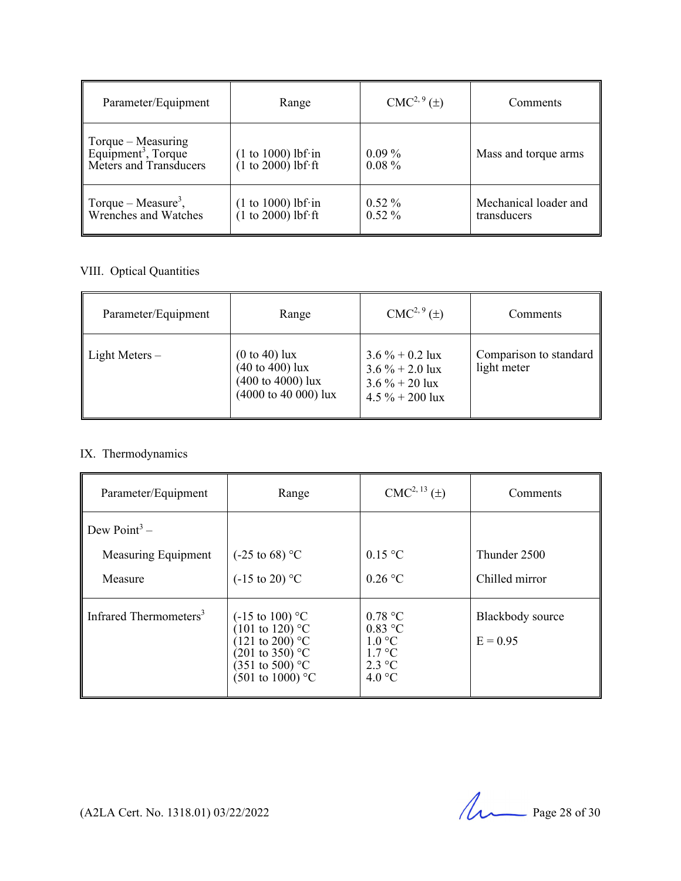| Parameter/Equipment | Range | CMC[2, 9] (±) | Comments |
|---|---|---|---|
| Torque – Measuring Equipment[3], Torque Meters and Transducers | (1 to 1000) lbf·in<br>(1 to 2000) lbf·ft | 0.09 %<br>0.08 % | Mass and torque arms |
| Torque – Measure[3], Wrenches and Watches | (1 to 1000) lbf·in<br>(1 to 2000) lbf·ft | 0.52 %<br>0.52 % | Mechanical loader and transducers |

VIII. Optical Quantities

| Parameter/Equipment | Range | CMC[2, 9] (±) | Comments |
|---|---|---|---|
| Light Meters – | (0 to 40) lux<br>(40 to 400) lux<br>(400 to 4000) lux<br>(4000 to 40 000) lux | 3.6 % + 0.2 lux<br>3.6 % + 2.0 lux<br>3.6 % + 20 lux<br>4.5 % + 200 lux | Comparison to standard light meter |

IX. Thermodynamics

| Parameter/Equipment | Range | CMC[2, 13] (±) | Comments |
|---|---|---|---|
| Dew Point[3] – | | | |
| Measuring Equipment | (-25 to 68) °C | 0.15 °C | Thunder 2500 |
| Measure | (-15 to 20) °C | 0.26 °C | Chilled mirror |
| Infrared Thermometers[3] | (-15 to 100) °C<br>(101 to 120) °C<br>(121 to 200) °C<br>(201 to 350) °C<br>(351 to 500) °C<br>(501 to 1000) °C | 0.78 °C<br>0.83 °C<br>1.0 °C<br>1.7 °C<br>2.3 °C<br>4.0 °C | Blackbody source<br>E = 0.95 |

(A2LA Cert. No. 1318.01) 03/22/2022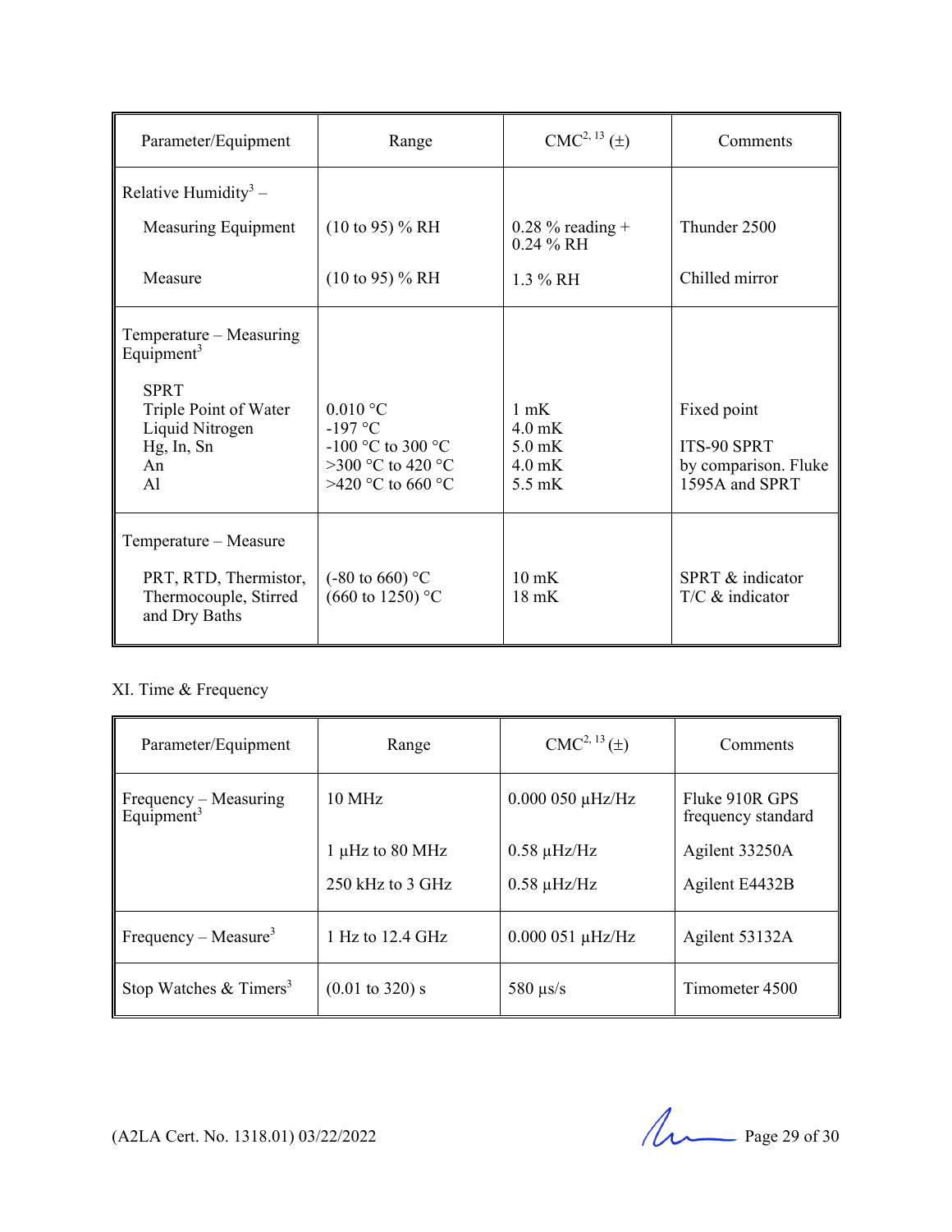| Parameter/Equipment | Range | CMC[2, 13] (±) | Comments |
|---|---|---|---|
| Relative Humidity[3] – | | | |
| Measuring Equipment | (10 to 95) % RH | 0.28 % reading + 0.24 % RH | Thunder 2500 |
| Measure | (10 to 95) % RH | 1.3 % RH | Chilled mirror |
| Temperature – Measuring Equipment[3] | | | |
| SPRT | | | |
| Triple Point of Water | 0.010 °C | 1 mK | Fixed point |
| Liquid Nitrogen | -197 °C | 4.0 mK | |
| Hg, In, Sn | -100 °C to 300 °C | 5.0 mK | ITS-90 SPRT |
| An | >300 °C to 420 °C | 4.0 mK | by comparison. Fluke |
| Al | >420 °C to 660 °C | 5.5 mK | 1595A and SPRT |
| Temperature – Measure | | | |
| PRT, RTD, Thermistor, Thermocouple, Stirred and Dry Baths | (-80 to 660) °C<br>(660 to 1250) °C | 10 mK<br>18 mK | SPRT & indicator<br>T/C & indicator |

XI. Time & Frequency

| Parameter/Equipment | Range | CMC[2, 13] (±) | Comments |
|---|---|---|---|
| Frequency – Measuring Equipment[3] | 10 MHz | 0.000 050 µHz/Hz | Fluke 910R GPS frequency standard |
| | 1 µHz to 80 MHz | 0.58 µHz/Hz | Agilent 33250A |
| | 250 kHz to 3 GHz | 0.58 µHz/Hz | Agilent E4432B |
| Frequency – Measure[3] | 1 Hz to 12.4 GHz | 0.000 051 µHz/Hz | Agilent 53132A |
| Stop Watches & Timers[3] | (0.01 to 320) s | 580 µs/s | Timometer 4500 |

(A2LA Cert. No. 1318.01) 03/22/2022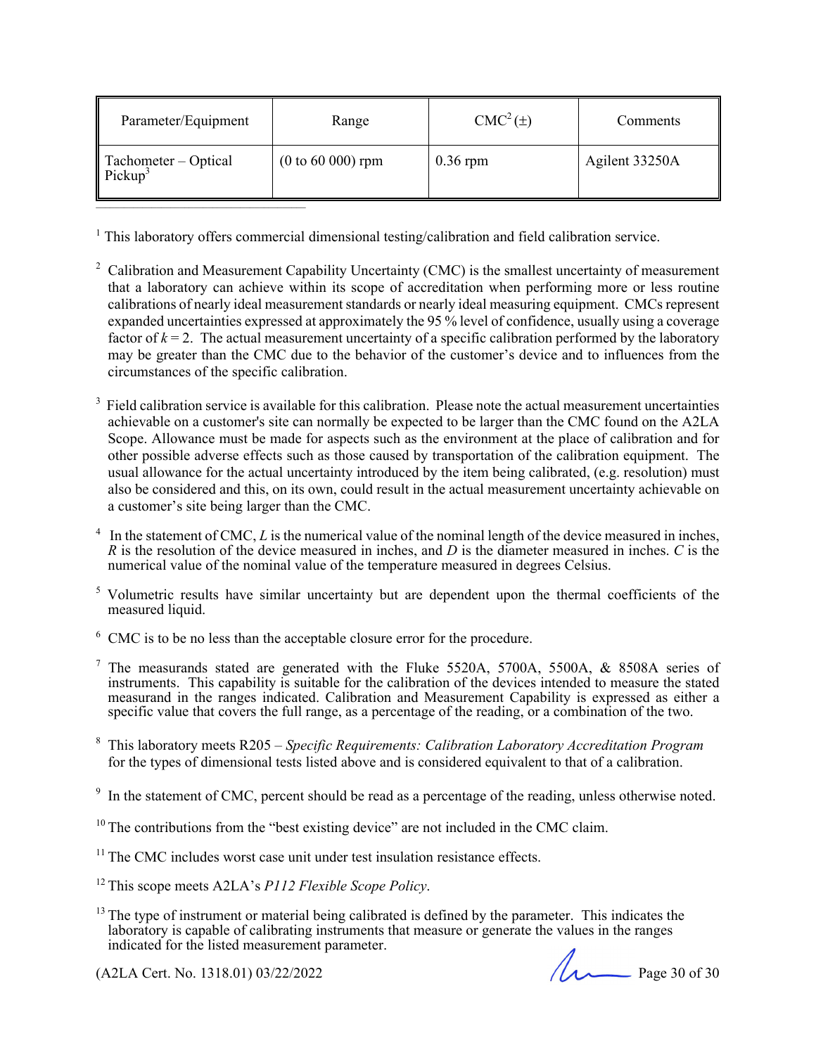| Parameter/Equipment | Range | CMC[2] (±) | Comments |
|---|---|---|---|
| Tachometer – Optical Pickup[3] | (0 to 60 000) rpm | 0.36 rpm | Agilent 33250A |

[1] This laboratory offers commercial dimensional testing/calibration and field calibration service.

[2] Calibration and Measurement Capability Uncertainty (CMC) is the smallest uncertainty of measurement that a laboratory can achieve within its scope of accreditation when performing more or less routine calibrations of nearly ideal measurement standards or nearly ideal measuring equipment. CMCs represent expanded uncertainties expressed at approximately the 95 % level of confidence, usually using a coverage factor of $k = 2$. The actual measurement uncertainty of a specific calibration performed by the laboratory may be greater than the CMC due to the behavior of the customer's device and to influences from the circumstances of the specific calibration.

[3] Field calibration service is available for this calibration. Please note the actual measurement uncertainties achievable on a customer's site can normally be expected to be larger than the CMC found on the A2LA Scope. Allowance must be made for aspects such as the environment at the place of calibration and for other possible adverse effects such as those caused by transportation of the calibration equipment. The usual allowance for the actual uncertainty introduced by the item being calibrated, (e.g. resolution) must also be considered and this, on its own, could result in the actual measurement uncertainty achievable on a customer's site being larger than the CMC.

[4] In the statement of CMC, $L$ is the numerical value of the nominal length of the device measured in inches, $R$ is the resolution of the device measured in inches, and $D$ is the diameter measured in inches. $C$ is the numerical value of the nominal value of the temperature measured in degrees Celsius.

[5] Volumetric results have similar uncertainty but are dependent upon the thermal coefficients of the measured liquid.

[6] CMC is to be no less than the acceptable closure error for the procedure.

[7] The measurands stated are generated with the Fluke 5520A, 5700A, 5500A, & 8508A series of instruments. This capability is suitable for the calibration of the devices intended to measure the stated measurand in the ranges indicated. Calibration and Measurement Capability is expressed as either a specific value that covers the full range, as a percentage of the reading, or a combination of the two.

[8] This laboratory meets R205 – *Specific Requirements: Calibration Laboratory Accreditation Program* for the types of dimensional tests listed above and is considered equivalent to that of a calibration.

[9] In the statement of CMC, percent should be read as a percentage of the reading, unless otherwise noted.

[10] The contributions from the "best existing device" are not included in the CMC claim.

[11] The CMC includes worst case unit under test insulation resistance effects.

[12] This scope meets A2LA's *P112 Flexible Scope Policy*.

[13] The type of instrument or material being calibrated is defined by the parameter. This indicates the laboratory is capable of calibrating instruments that measure or generate the values in the ranges indicated for the listed measurement parameter.

(A2LA Cert. No. 1318.01) 03/22/2022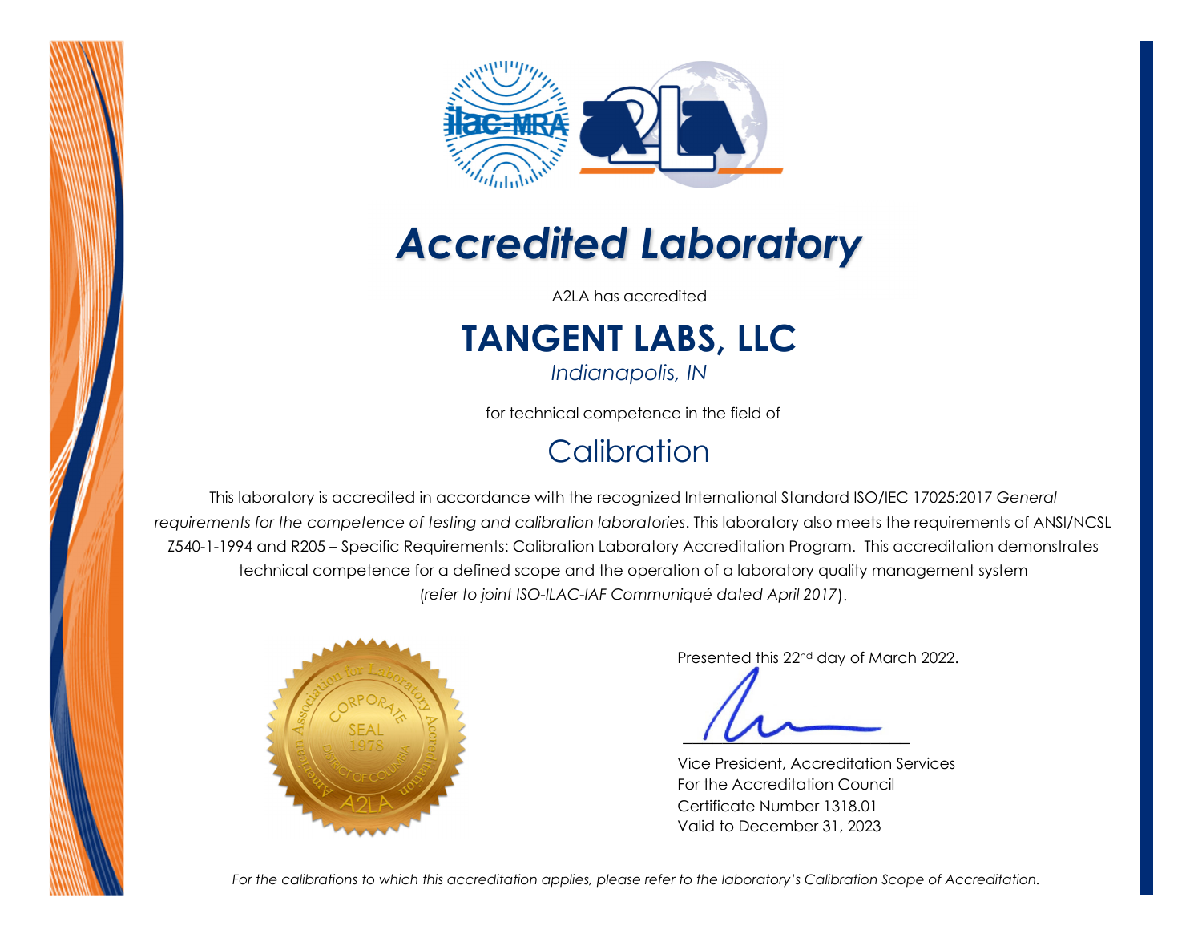# *Accredited Laboratory*

A2LA has accredited

## TANGENT LABS, LLC

*Indianapolis, IN*

for technical competence in the field of

## Calibration

This laboratory is accredited in accordance with the recognized International Standard ISO/IEC 17025:2017 *General requirements for the competence of testing and calibration laboratories*. This laboratory also meets the requirements of ANSI/NCSL Z540-1-1994 and R205 – Specific Requirements: Calibration Laboratory Accreditation Program. This accreditation demonstrates technical competence for a defined scope and the operation of a laboratory quality management system (*refer to joint ISO-ILAC-IAF Communiqué dated April 2017*).

Presented this 22nd day of March 2022.

Vice President, Accreditation Services
For the Accreditation Council
Certificate Number 1318.01
Valid to December 31, 2023

*For the calibrations to which this accreditation applies, please refer to the laboratory's Calibration Scope of Accreditation.*